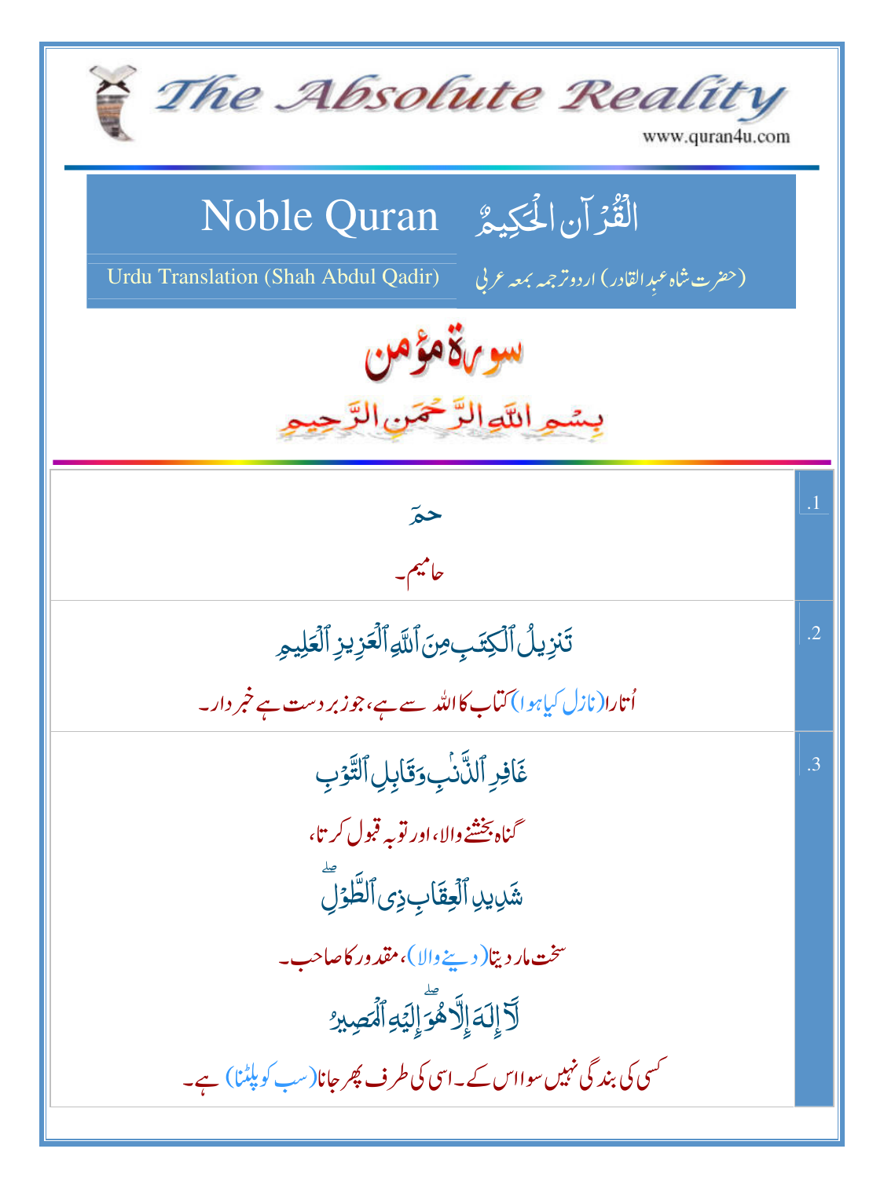# The Absolute Reality

www.quran4u.com

## Noble Quran — الْقُرْآن الْحَكِيمُ

Urdu Translation (Shah Abdul Qadir) — (حضرت شاہ عبدِالقادر) اردو ترجمہ بمعہ عربی

## سورۃ مؤمن

بِسۡمِ اللّٰہِ الرَّحۡمٰنِ الرَّحِیۡمِ

| | |
|---|---|
| .1 | حٰمٓ<br>حامیم۔ |
| .2 | تَنزِيلُ ٱلۡكِتَٰبِ مِنَ ٱللَّهِ ٱلۡعَزِيزِ ٱلۡعَلِيمِ<br>اُتارا(نازل کیا ہوا) کتاب کا اللہ سے ہے، جو زبردست ہے خبردار۔ |
| .3 | غَافِرِ ٱلذَّنۢبِ وَقَابِلِ ٱلتَّوۡبِ<br>گناہ بخشنے والا، اور توبہ قبول کرتا،<br>شَدِيدِ ٱلۡعِقَابِ ذِي ٱلطَّوۡلِۖ<br>سخت مار دیتا(دینے والا)، مقدور کا صاحب۔<br>لَآ إِلَٰهَ إِلَّا هُوَۖ إِلَيۡهِ ٱلۡمَصِيرُ<br>کسی کی بندگی نہیں سوا اس کے۔ اسی کی طرف پھر جانا(سب کو پلٹنا) ہے۔ |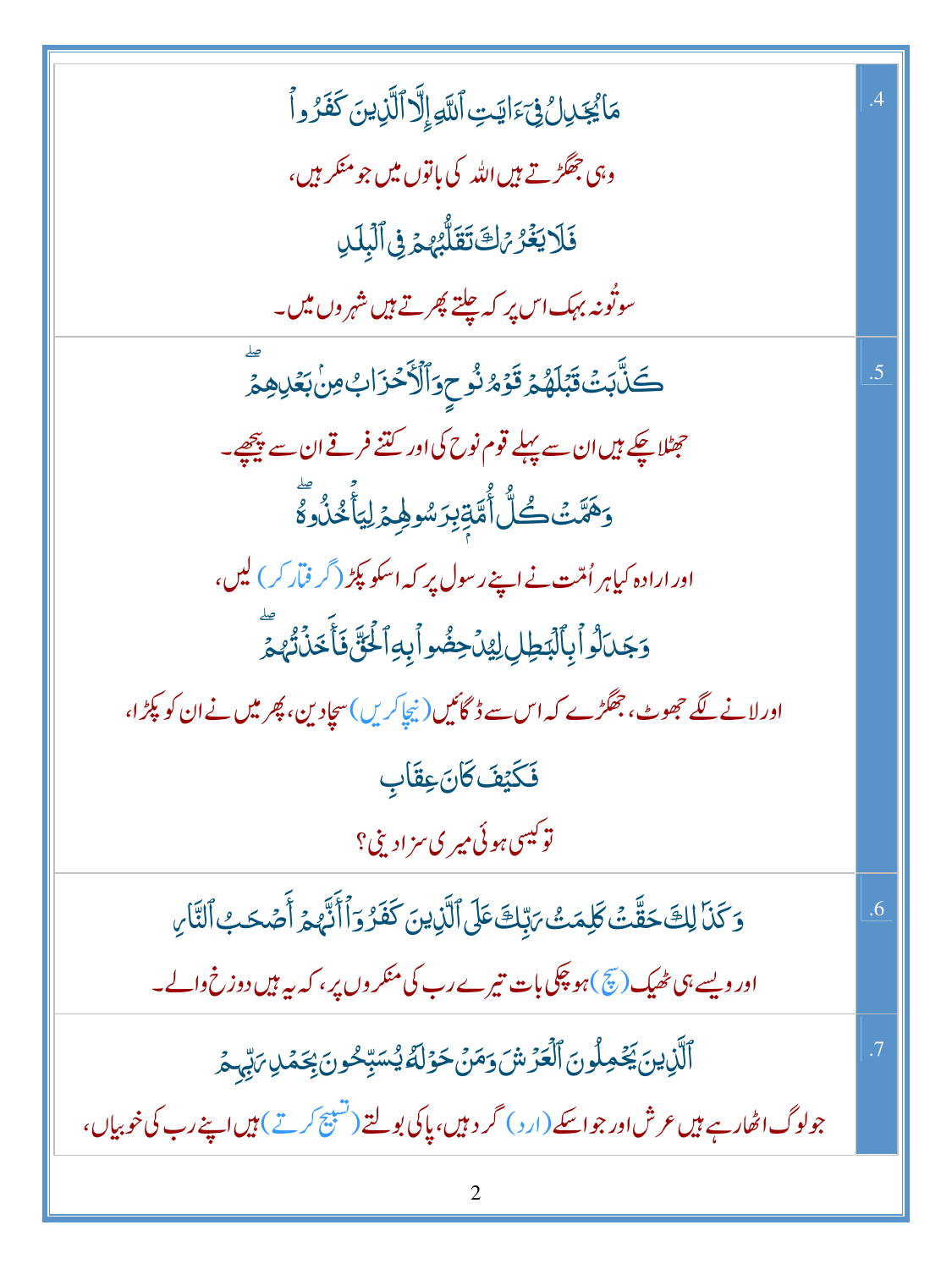| | |
|---|---|
| .4 | مَا يُجَٰدِلُ فِىٓ ءَايَٰتِ ٱللَّهِ إِلَّا ٱلَّذِينَ كَفَرُوا۟<br>وہی جھگڑتے ہیں اللہ کی باتوں میں جو منکر ہیں،<br>فَلَا يَغْرُرْكَ تَقَلُّبُهُمْ فِى ٱلْبِلَٰدِ<br>سو تُو نہ بہک اس پر کہ چلتے پھرتے ہیں شہروں میں۔ |
| .5 | كَذَّبَتْ قَبْلَهُمْ قَوْمُ نُوحٍ وَٱلْأَحْزَابُ مِنۢ بَعْدِهِمْ ۖ<br>جھٹلا چکے ہیں ان سے پہلے قوم نوح کی اور کتنے فرقے ان سے پیچھے۔<br>وَهَمَّتْ كُلُّ أُمَّةٍۭ بِرَسُولِهِمْ لِيَأْخُذُوهُ ۖ<br>اور ارادہ کیا ہر اُمّت نے اپنے رسول پر کہ اسکو پکڑ (گرفتار کر) لیں،<br>وَجَٰدَلُوا۟ بِٱلْبَٰطِلِ لِيُدْحِضُوا۟ بِهِ ٱلْحَقَّ فَأَخَذْتُهُمْ ۖ<br>اور لانے لگے جھوٹ، جھگڑے کہ اس سے ڈگائیں (نیچا کریں) سچا دین، پھر میں نے ان کو پکڑا،<br>فَكَيْفَ كَانَ عِقَابِ<br>تو کیسی ہوئی میری سزا دینی؟ |
| .6 | وَكَذَٰلِكَ حَقَّتْ كَلِمَتُ رَبِّكَ عَلَى ٱلَّذِينَ كَفَرُوٓا۟ أَنَّهُمْ أَصْحَٰبُ ٱلنَّارِ<br>اور ویسے ہی ٹھیک (سچ) ہو چکی بات تیرے رب کی منکروں پر، کہ یہ ہیں دوزخ والے۔ |
| .7 | ٱلَّذِينَ يَحْمِلُونَ ٱلْعَرْشَ وَمَنْ حَوْلَهُۥ يُسَبِّحُونَ بِحَمْدِ رَبِّهِمْ<br>جو لوگ اٹھا رہے ہیں عرش اور جو اسکے (ارد) گرد ہیں، پاکی بولتے (تسبیح کرتے) ہیں اپنے رب کی خوبیاں، |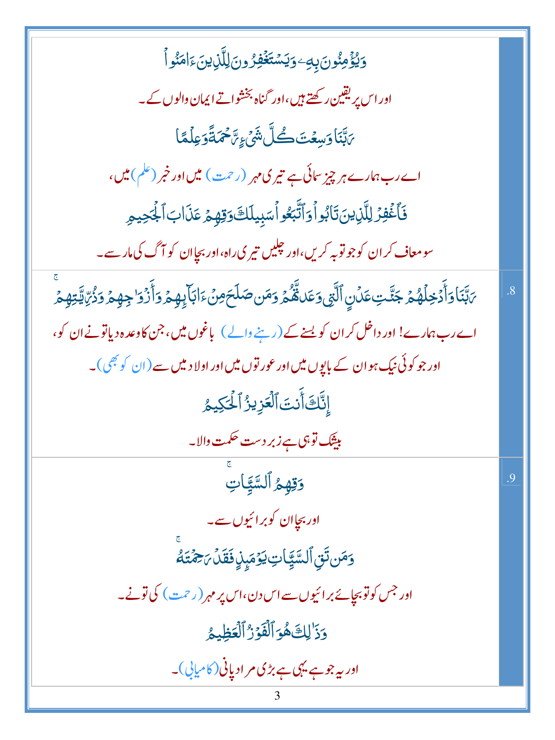وَيُؤْمِنُونَ بِهِۦ وَيَسْتَغْفِرُونَ لِلَّذِينَ ءَامَنُوا۟

اور اس پر یقین رکھتے ہیں، اور گناہ بخشواتے ایمان والوں کے۔

رَبَّنَا وَسِعْتَ كُلَّ شَىْءٍ رَّحْمَةً وَعِلْمًا

اے رب ہمارے ہر چیز سمائی ہے تیری مہر (رحمت) میں اور خبر (علم) میں،

فَٱغْفِرْ لِلَّذِينَ تَابُوا۟ وَٱتَّبَعُوا۟ سَبِيلَكَ وَقِهِمْ عَذَابَ ٱلْجَحِيمِ

سو معاف کر ان کو جو توبہ کریں، اور چلیں تیری راہ، اور بچا ان کو آگ کی مار سے۔

.8

رَبَّنَا وَأَدْخِلْهُمْ جَنَّٰتِ عَدْنٍ ٱلَّتِى وَعَدتَّهُمْ وَمَن صَلَحَ مِنْ ءَابَآئِهِمْ وَأَزْوَٰجِهِمْ وَذُرِّيَّٰتِهِمْ ۚ

اے رب ہمارے! اور داخل کر ان کو بسنے کے (رہنے والے) باغوں میں، جن کا وعدہ دیا تو نے ان کو،
اور جو کوئی نیک ہو ان کے باپوں میں اور عورتوں میں اور اولاد میں سے (ان کو بھی)۔

إِنَّكَ أَنتَ ٱلْعَزِيزُ ٱلْحَكِيمُ

بیشک تو ہی ہے زبردست حکمت والا۔

.9

وَقِهِمُ ٱلسَّيِّـَٔاتِ ۚ

اور بچا ان کو برائیوں سے۔

وَمَن تَقِ ٱلسَّيِّـَٔاتِ يَوْمَئِذٍ فَقَدْ رَحِمْتَهُۥ ۚ

اور جس کو تو بچائے برائیوں سے اس دن، اس پر مہر (رحمت) کی تو نے۔

وَذَٰلِكَ هُوَ ٱلْفَوْزُ ٱلْعَظِيمُ

اور یہ جو ہے یہی ہے بڑی مراد پانی (کامیابی)۔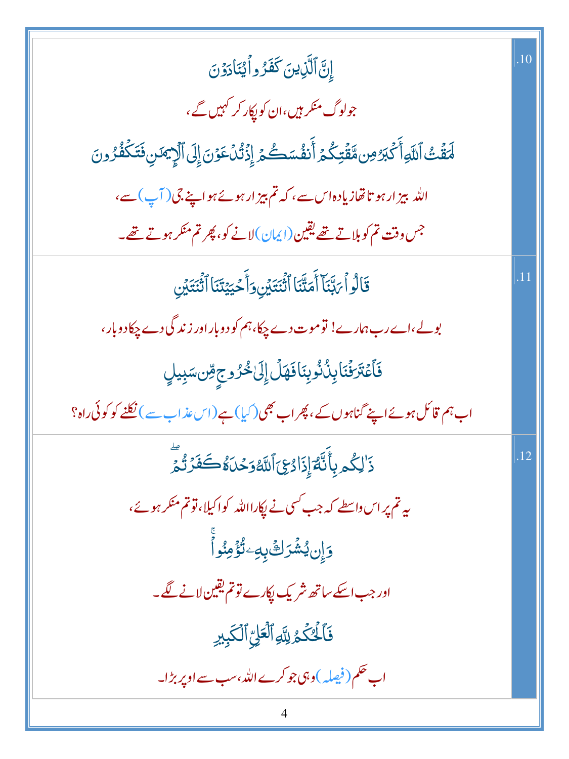| | |
|---|---|
| .10 | إِنَّ ٱلَّذِينَ كَفَرُوا۟ يُنَادَوْنَ<br>جو لوگ منکر ہیں، ان کو پکار کر کہیں گے،<br>لَمَقْتُ ٱللَّهِ أَكْبَرُ مِن مَّقْتِكُمْ أَنفُسَكُمْ إِذْ تُدْعَوْنَ إِلَى ٱلْإِيمَٰنِ فَتَكْفُرُونَ<br>اللہ بیزار ہوتا تھا زیادہ اس سے، کہ تم بیزار ہوئے ہو اپنے جی (آپ) سے،<br>جس وقت تم کو بلاتے تھے یقین (ایمان) لانے کو، پھر تم منکر ہوتے تھے۔ |
| .11 | قَالُوا۟ رَبَّنَآ أَمَتَّنَا ٱثْنَتَيْنِ وَأَحْيَيْتَنَا ٱثْنَتَيْنِ<br>بولے، اے رب ہمارے! تو موت دے چکا، ہم کو دوبار اور زندگی دے چکا دوبار،<br>فَٱعْتَرَفْنَا بِذُنُوبِنَا فَهَلْ إِلَىٰ خُرُوجٍ مِّن سَبِيلٍ<br>اب ہم قائل ہوئے اپنے گناہوں کے، پھر اب بھی (کیا) ہے (اس عذاب سے) نکلنے کو کوئی راہ؟ |
| .12 | ذَٰلِكُم بِأَنَّهُۥٓ إِذَا دُعِىَ ٱللَّهُ وَحْدَهُۥ كَفَرْتُمْ ۖ<br>یہ تم پر اس واسطے کہ جب کسی نے پکارا اللہ کو اکیلا، تو تم منکر ہوئے،<br>وَإِن يُشْرَكْ بِهِۦ تُؤْمِنُوا۟ ۚ<br>اور جب اسکے ساتھ شریک پکارے تو تم یقین لانے لگے۔<br>فَٱلْحُكْمُ لِلَّهِ ٱلْعَلِىِّ ٱلْكَبِيرِ<br>اب حکم (فیصلہ) وہی جو کرے اللہ، سب سے اوپر بڑا۔ |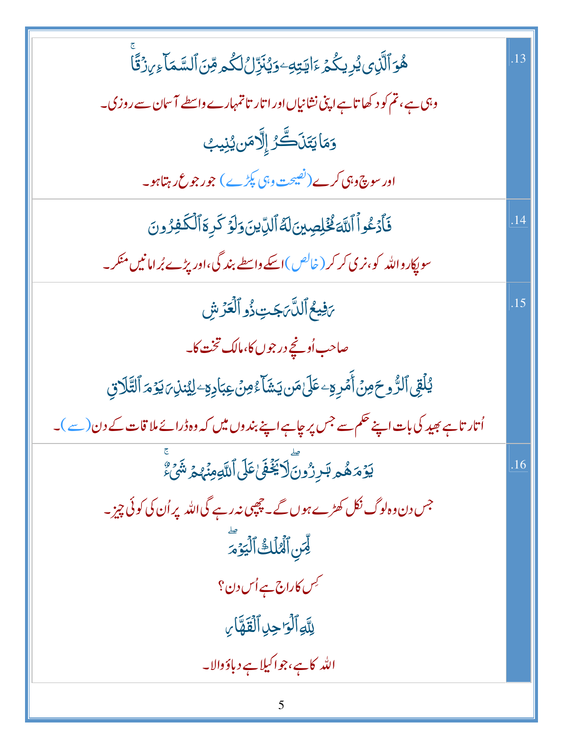| | |
|---|---|
| .13 | هُوَ ٱلَّذِى يُرِيكُمۡ ءَايَـٰتِهِۦ وَيُنَزِّلُ لَكُم مِّنَ ٱلسَّمَآءِ رِزۡقًاۚ<br>وہی ہے، تم کو دکھاتا ہے اپنی نشانیاں اور اتارتا تمہارے واسطے آسمان سے روزی۔<br>وَمَا يَتَذَكَّرُ إِلَّا مَن يُنِيبُ<br>اور سوچ وہی کرے (نصیحت وہی پکڑے) جو رجوع رہتا ہو۔ |
| .14 | فَٱدۡعُواْ ٱللَّهَ مُخۡلِصِينَ لَهُ ٱلدِّينَ وَلَوۡ كَرِهَ ٱلۡكَـٰفِرُونَ<br>سو پکارو اللہ کو، نری کر کر (خالص) اسکے واسطے بندگی، اور پڑے بُرا مانیں منکر۔ |
| .15 | رَفِيعُ ٱلدَّرَجَـٰتِ ذُو ٱلۡعَرۡشِ<br>صاحب اُونچے درجوں کا، مالک تخت کا۔<br>يُلۡقِى ٱلرُّوحَ مِنۡ أَمۡرِهِۦ عَلَىٰ مَن يَشَآءُ مِنۡ عِبَادِهِۦ لِيُنذِرَ يَوۡمَ ٱلتَّلَاقِ<br>اُتارتا ہے بھید کی بات اپنے حکم سے جس پر چاہے اپنے بندوں میں کہ وہ ڈرائے ملاقات کے دن (سے)۔ |
| .16 | يَوۡمَ هُم بَـٰرِزُونَۖ لَا يَخۡفَىٰ عَلَى ٱللَّهِ مِنۡهُمۡ شَىۡءٌۚ<br>جس دن وہ لوگ نکل کھڑے ہوں گے۔ چھپی نہ رہے گی اللہ پر اُن کی کوئی چیز۔<br>لِّمَنِ ٱلۡمُلۡكُ ٱلۡيَوۡمَۖ<br>کِس کا راج ہے اُس دن؟<br>لِلَّهِ ٱلۡوَٲحِدِ ٱلۡقَهَّارِ<br>اللہ کا ہے، جو اکیلا ہے دباؤ والا۔ |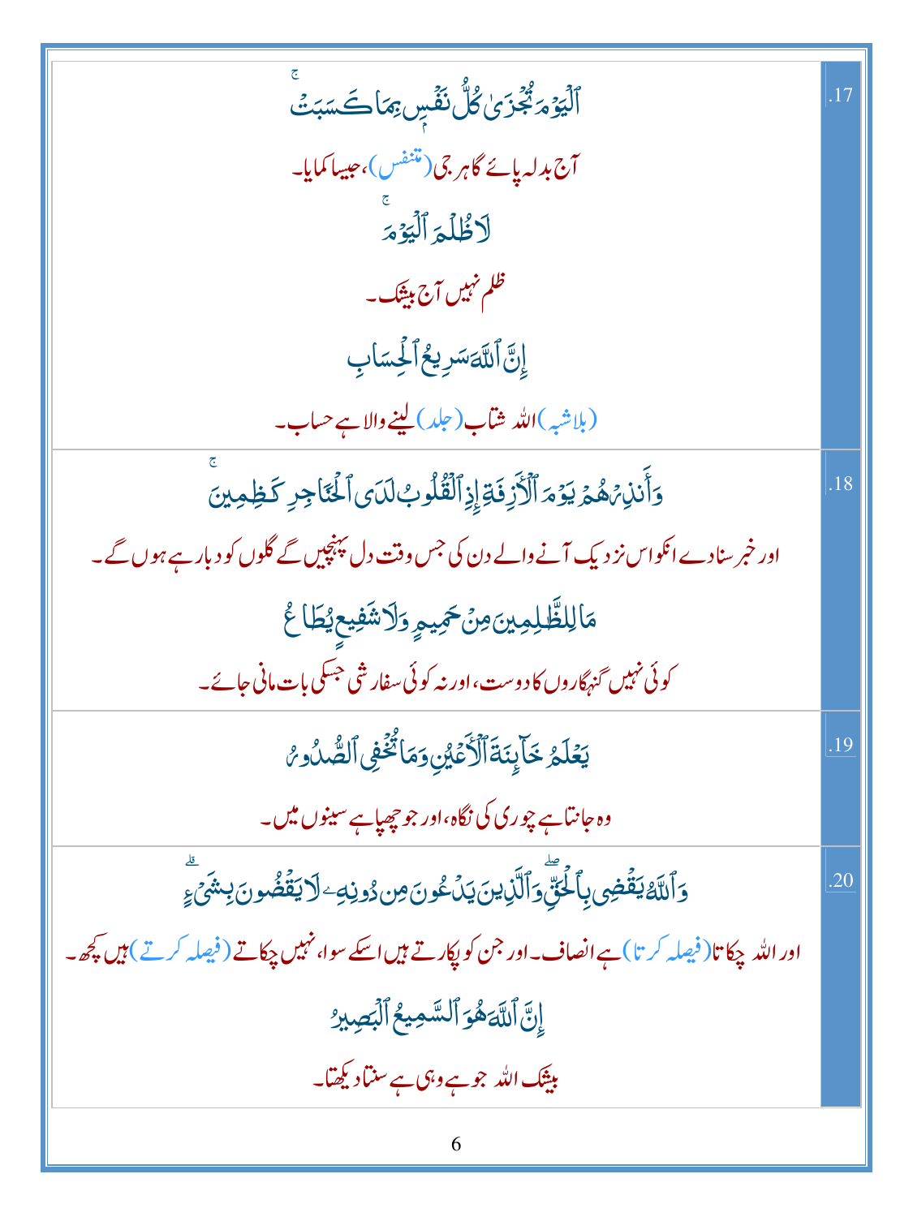| | |
|---|---|
| .17 | ٱلۡيَوۡمَ تُجۡزَىٰ كُلُّ نَفۡسِۭ بِمَا كَسَبَتۡۚ<br>آج بدلہ پائے گا ہر جی (متنفس)، جیسا کمایا۔<br>لَا ظُلۡمَ ٱلۡيَوۡمَۚ<br>ظلم نہیں آج بیشک۔<br>إِنَّ ٱللَّهَ سَرِيعُ ٱلۡحِسَابِ<br>(بلا شبہ) اللہ شتاب (جلد) لینے والا ہے حساب۔ |
| .18 | وَأَنذِرۡهُمۡ يَوۡمَ ٱلۡأٓزِفَةِ إِذِ ٱلۡقُلُوبُ لَدَى ٱلۡحَنَاجِرِ كَٰظِمِينَۚ<br>اور خبر سنا دے انکو اس نزدیک آنے والے دن کی جس وقت دل پہنچیں گے گلوں کو دبا رہے ہوں گے۔<br>مَا لِلظَّٰلِمِينَ مِنۡ حَمِيمٍ وَلَا شَفِيعٍ يُطَاعُ<br>کوئی نہیں گنہگاروں کا دوست، اور نہ کوئی سفارشی جسکی بات مانی جائے۔ |
| .19 | يَعۡلَمُ خَآئِنَةَ ٱلۡأَعۡيُنِ وَمَا تُخۡفِي ٱلصُّدُورُ<br>وہ جانتا ہے چوری کی نگاہ، اور جو چھپا ہے سینوں میں۔ |
| .20 | وَٱللَّهُ يَقۡضِي بِٱلۡحَقِّۖ وَٱلَّذِينَ يَدۡعُونَ مِن دُونِهِۦ لَا يَقۡضُونَ بِشَيۡءٍۗ<br>اور اللہ چکاتا (فیصلہ کرتا) ہے انصاف۔ اور جن کو پکارتے ہیں اسکے سوا، نہیں چکاتے (فیصلہ کرتے) ہیں کچھ۔<br>إِنَّ ٱللَّهَ هُوَ ٱلسَّمِيعُ ٱلۡبَصِيرُ<br>بیشک اللہ جو ہے وہی ہے سنتا دیکھتا۔ |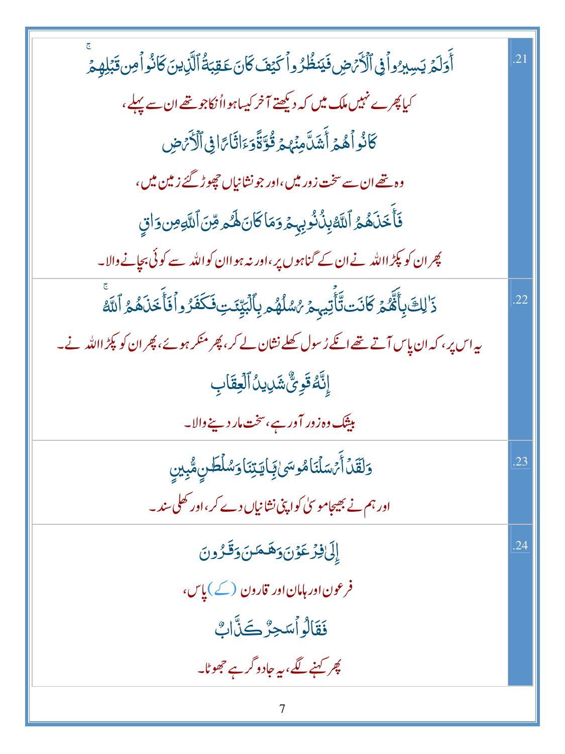| | |
|---|---|
| .21 | أَوَلَمْ يَسِيرُوا فِي الْأَرْضِ فَيَنظُرُوا كَيْفَ كَانَ عَاقِبَةُ الَّذِينَ كَانُوا مِن قَبْلِهِمْ<br>کیا پھرے نہیں ملک میں کہ دیکھتے آخر کیسا ہوا اُنکا جو تھے ان سے پہلے ،<br>كَانُوا هُمْ أَشَدَّ مِنْهُمْ قُوَّةً وَآثَارًا فِي الْأَرْضِ<br>وہ تھے ان سے سخت زور میں ،اور جو نشانیاں چھوڑ گئے زمین میں ،<br>فَأَخَذَهُمُ اللَّهُ بِذُنُوبِهِمْ وَمَا كَانَ لَهُم مِّنَ اللَّهِ مِن وَاقٍ<br>پھر ان کو پکڑا اللہ نے ان کے گناہوں پر ،اور نہ ہوا ان کو اللہ سے کوئی بچانے والا۔ |
| .22 | ذَٰلِكَ بِأَنَّهُمْ كَانَت تَّأْتِيهِمْ رُسُلُهُم بِالْبَيِّنَاتِ فَكَفَرُوا فَأَخَذَهُمُ اللَّهُ<br>یہ اس پر ، کہ ان پاس آتے تھے انکے رسول کھلے نشان لے کر ، پھر منکر ہوئے ، پھر ان کو پکڑا اللہ نے۔<br>إِنَّهُ قَوِيٌّ شَدِيدُ الْعِقَابِ<br>بیشک وہ زور آور ہے ، سخت مار دینے والا۔ |
| .23 | وَلَقَدْ أَرْسَلْنَا مُوسَىٰ بِآيَاتِنَا وَسُلْطَانٍ مُّبِينٍ<br>اور ہم نے بھیجا موسیٰ کو اپنی نشانیاں دے کر ، اور کھلی سند۔ |
| .24 | إِلَىٰ فِرْعَوْنَ وَهَامَانَ وَقَارُونَ<br>فرعون اور ہامان اور قارون (کے) پاس ،<br>فَقَالُوا سَاحِرٌ كَذَّابٌ<br>پھر کہنے لگے ، یہ جادو گر ہے جھوٹا۔ |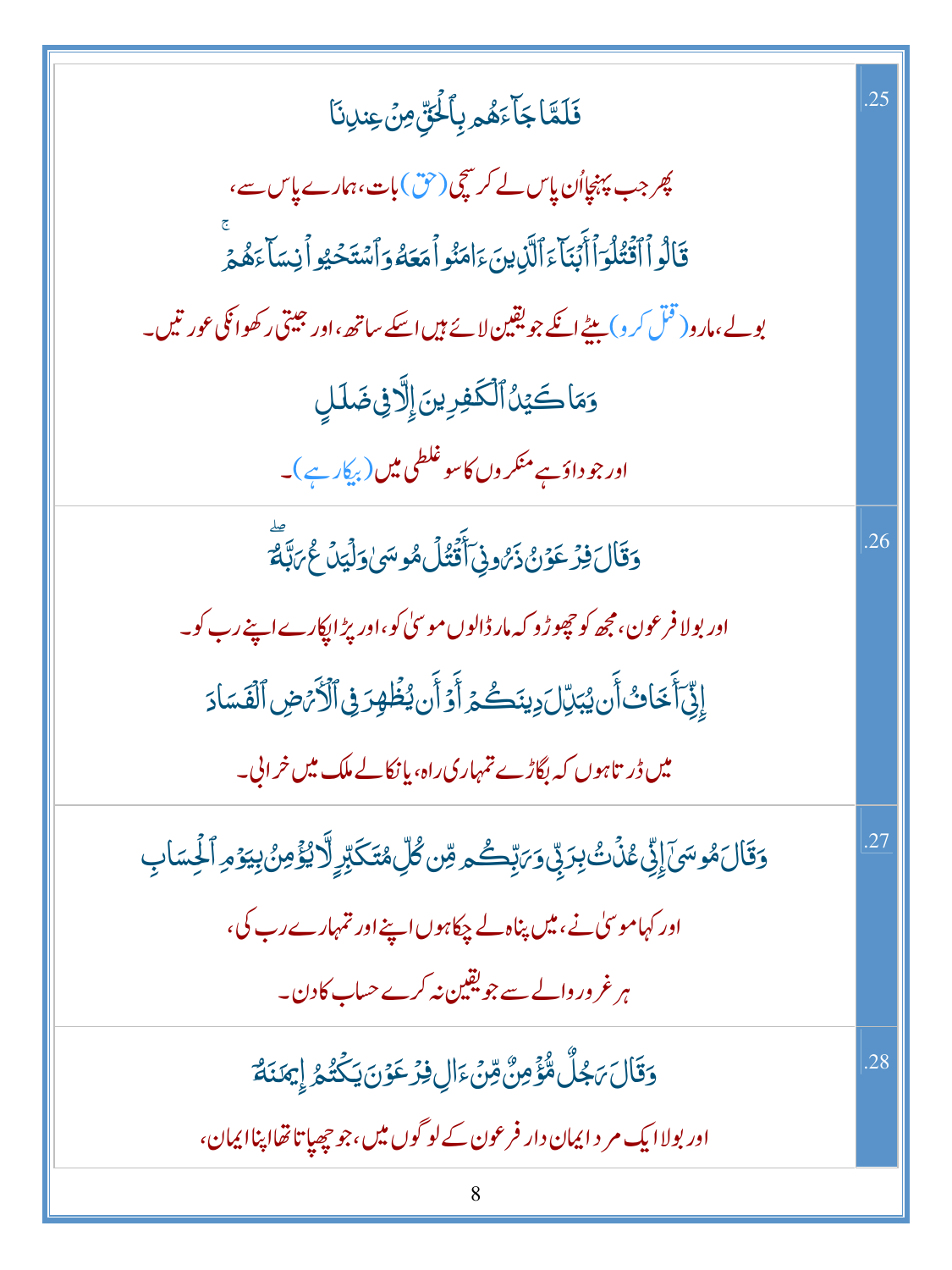| | |
|---|---|
| .25 | فَلَمَّا جَآءَهُم بِٱلْحَقِّ مِنْ عِندِنَا<br><br>پھر جب پہنچا اُن پاس لے کر سچی (حق) بات، ہمارے پاس سے،<br><br>قَالُوا۟ ٱقْتُلُوٓا۟ أَبْنَآءَ ٱلَّذِينَ ءَامَنُوا۟ مَعَهُۥ وَٱسْتَحْيُوا۟ نِسَآءَهُمْ ۚ<br><br>بولے، مارو (قتل کرو) بیٹے انکے جو یقین لائے ہیں اسکے ساتھ، اور جیتی رکھو انکی عورتیں۔<br><br>وَمَا كَيْدُ ٱلْكَٰفِرِينَ إِلَّا فِى ضَلَٰلٍ<br><br>اور جو داؤ ہے منکروں کا سو غلطی میں (بیکار ہے)۔ |
| .26 | وَقَالَ فِرْعَوْنُ ذَرُونِىٓ أَقْتُلْ مُوسَىٰ وَلْيَدْعُ رَبَّهُۥٓ ۖ<br><br>اور بولا فرعون، مجھ کو چھوڑو کہ مار ڈالوں موسیٰ کو، اور پڑا پکارے اپنے رب کو۔<br><br>إِنِّىٓ أَخَافُ أَن يُبَدِّلَ دِينَكُمْ أَوْ أَن يُظْهِرَ فِى ٱلْأَرْضِ ٱلْفَسَادَ<br><br>میں ڈرتا ہوں کہ بگاڑے تمہاری راہ، یا نکالے ملک میں خرابی۔ |
| .27 | وَقَالَ مُوسَىٰٓ إِنِّى عُذْتُ بِرَبِّى وَرَبِّكُم مِّن كُلِّ مُتَكَبِّرٍ لَّا يُؤْمِنُ بِيَوْمِ ٱلْحِسَابِ<br><br>اور کہا موسیٰ نے، میں پناہ لے چکا ہوں اپنے اور تمہارے رب کی،<br><br>ہر غرور والے سے جو یقین نہ کرے حساب کا دن۔ |
| .28 | وَقَالَ رَجُلٌ مُّؤْمِنٌ مِّنْ ءَالِ فِرْعَوْنَ يَكْتُمُ إِيمَٰنَهُۥٓ<br><br>اور بولا ایک مرد ایمان دار فرعون کے لوگوں میں، جو چھپاتا تھا اپنا ایمان، |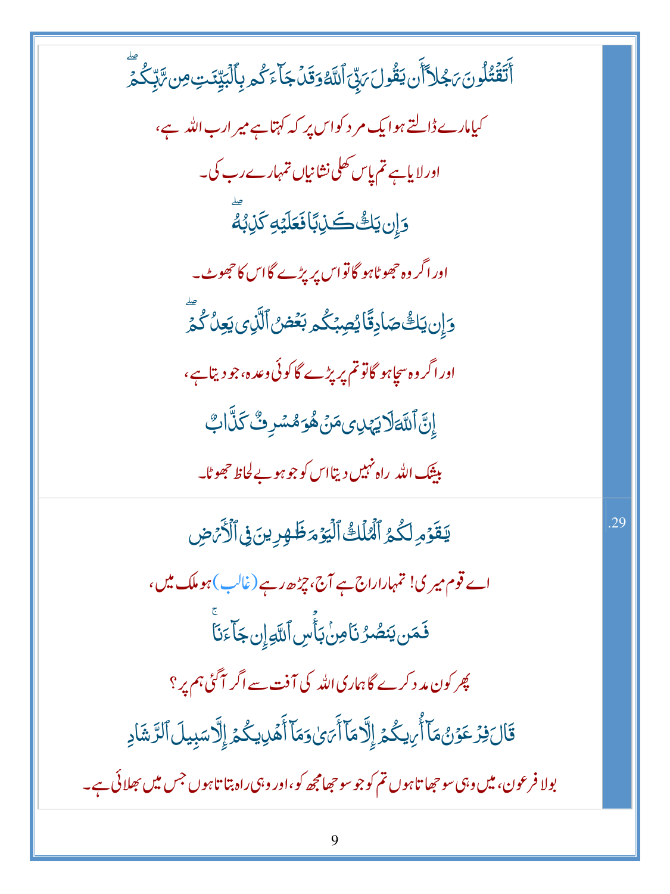أَتَقْتُلُونَ رَجُلًا أَن يَقُولَ رَبِّيَ ٱللَّهُ وَقَدْ جَآءَكُم بِٱلْبَيِّنَٰتِ مِن رَّبِّكُمْ ۖ

کیامارے ڈالتے ہو ایک مرد کو اس پر کہ کہتا ہے میرا رب اللہ ہے،

اور لایا ہے تم پاس کھلی نشانیاں تمہارے رب کی۔

وَإِن يَكُ كَٰذِبًا فَعَلَيْهِ كَذِبُهُۥ ۖ

اور اگر وہ جھوٹا ہو گا تو اس پر پڑے گا اس کا جھوٹ۔

وَإِن يَكُ صَادِقًا يُصِبْكُم بَعْضُ ٱلَّذِى يَعِدُكُمْ ۖ

اور اگر وہ سچا ہو گا تو تم پر پڑے گا کوئی وعدہ، جو دیتا ہے،

إِنَّ ٱللَّهَ لَا يَهْدِى مَنْ هُوَ مُسْرِفٌ كَذَّابٌ

بیشک اللہ راہ نہیں دیتا اس کو جو ہو بے لحاظ جھوٹا۔

29.

يَٰقَوْمِ لَكُمُ ٱلْمُلْكُ ٱلْيَوْمَ ظَٰهِرِينَ فِى ٱلْأَرْضِ

اے قوم میری! تمہارا راج ہے آج، چڑھ رہے (غالب) ہو ملک میں،

فَمَن يَنصُرُنَا مِنۢ بَأْسِ ٱللَّهِ إِن جَآءَنَا ۚ

پھر کون مدد کرے گا ہماری اللہ کی آفت سے اگر آ گئی ہم پر؟

قَالَ فِرْعَوْنُ مَآ أُرِيكُمْ إِلَّا مَآ أَرَىٰ وَمَآ أَهْدِيكُمْ إِلَّا سَبِيلَ ٱلرَّشَادِ

بولا فرعون، میں وہی سوجھاتا ہوں تم کو جو سوجھا مجھ کو، اور وہی راہ بتاتا ہوں جس میں بھلائی ہے۔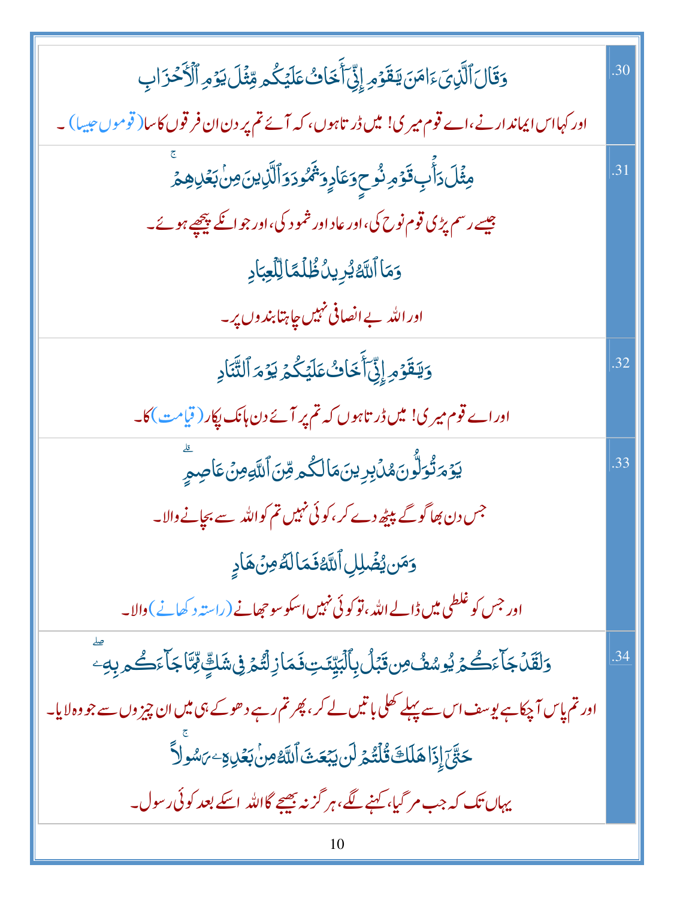| | |
|---|---|
| وَقَالَ ٱلَّذِيٓ ءَامَنَ يَٰقَوۡمِ إِنِّيٓ أَخَافُ عَلَيۡكُم مِّثۡلَ يَوۡمِ ٱلۡأَحۡزَابِ<br><br>اور کہا اس ایماندار نے، اے قوم میری! میں ڈرتا ہوں، کہ آئے تم پر دن ان فرقوں کا سا (قوموں جیسا)۔ | .30 |
| مِثۡلَ دَأۡبِ قَوۡمِ نُوحٖ وَعَادٖ وَثَمُودَ وَٱلَّذِينَ مِنۢ بَعۡدِهِمۡۚ<br><br>جیسے رسم پڑی قوم نوح کی، اور عاد اور ثمود کی، اور جو انکے پیچھے ہوئے۔<br><br>وَمَا ٱللَّهُ يُرِيدُ ظُلۡمٗا لِّلۡعِبَادِ<br><br>اور اللہ بے انصافی نہیں چاہتا بندوں پر۔ | .31 |
| وَيَٰقَوۡمِ إِنِّيٓ أَخَافُ عَلَيۡكُمۡ يَوۡمَ ٱلتَّنَادِ<br><br>اور اے قوم میری! میں ڈرتا ہوں کہ تم پر آئے دن ہانک پکار (قیامت) کا۔ | .32 |
| يَوۡمَ تُوَلُّونَ مُدۡبِرِينَ مَا لَكُم مِّنَ ٱللَّهِ مِنۡ عَاصِمٖۗ<br><br>جس دن بھاگو گے پیٹھ دے کر، کوئی نہیں تم کو اللہ سے بچانے والا۔<br><br>وَمَن يُضۡلِلِ ٱللَّهُ فَمَا لَهُۥ مِنۡ هَادٖ<br><br>اور جس کو غلطی میں ڈالے اللہ، تو کوئی نہیں اسکو سوجھانے (راستہ دکھانے) والا۔ | .33 |
| وَلَقَدۡ جَآءَكُمۡ يُوسُفُ مِن قَبۡلُ بِٱلۡبَيِّنَٰتِ فَمَا زِلۡتُمۡ فِي شَكّٖ مِّمَّا جَآءَكُم بِهِۦۖ<br><br>اور تم پاس آ چکا ہے یوسف اس سے پہلے کھلی باتیں لے کر، پھر تم رہے دھوکے ہی میں ان چیزوں سے جو وہ لایا۔<br><br>حَتَّىٰٓ إِذَا هَلَكَ قُلۡتُمۡ لَن يَبۡعَثَ ٱللَّهُ مِنۢ بَعۡدِهِۦ رَسُولٗاۚ<br><br>یہاں تک کہ جب مر گیا، کہنے لگے، ہرگز نہ بھیجے گا اللہ اسکے بعد کوئی رسول۔ | .34 |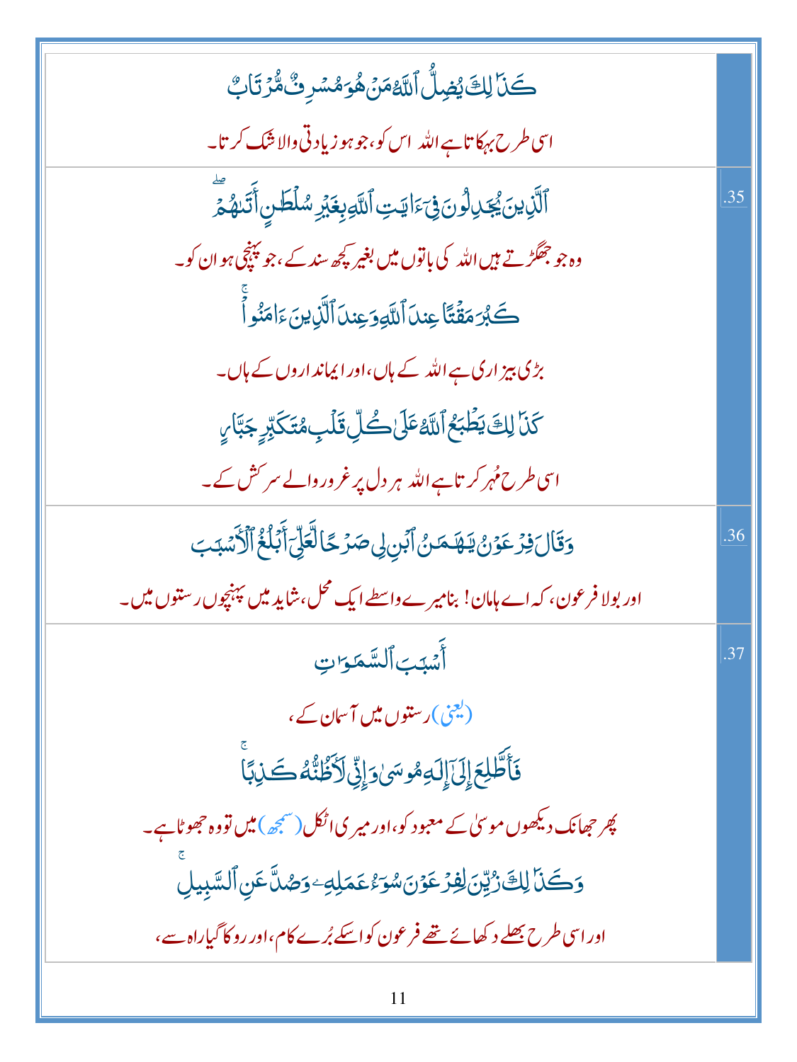| | |
|---|---|
| كَذَٰلِكَ يُضِلُّ ٱللَّهُ مَنْ هُوَ مُسْرِفٌ مُّرْتَابٌ<br>اسی طرح بہکاتا ہے اللہ اس کو، جو ہو زیادتی والا شک کرتا۔ | |
| ٱلَّذِينَ يُجَٰدِلُونَ فِىٓ ءَايَٰتِ ٱللَّهِ بِغَيْرِ سُلْطَٰنٍ أَتَىٰهُمْ ۖ<br>وہ جو جھگڑتے ہیں اللہ کی باتوں میں بغیر کچھ سند کے، جو پہنچی ہو ان کو۔<br>كَبُرَ مَقْتًا عِندَ ٱللَّهِ وَعِندَ ٱلَّذِينَ ءَامَنُوا۟ ۚ<br>بڑی بیزاری ہے اللہ کے ہاں، اور ایمانداروں کے ہاں۔<br>كَذَٰلِكَ يَطْبَعُ ٱللَّهُ عَلَىٰ كُلِّ قَلْبِ مُتَكَبِّرٍ جَبَّارٍ<br>اسی طرح مُہر کرتا ہے اللہ ہر دل پر غرور والے سرکش کے۔ | .35 |
| وَقَالَ فِرْعَوْنُ يَٰهَٰمَٰنُ ٱبْنِ لِى صَرْحًا لَّعَلِّىٓ أَبْلُغُ ٱلْأَسْبَٰبَ<br>اور بولا فرعون، کہ اے ہامان! بنا میرے واسطے ایک محل، شاید میں پہنچوں رستوں میں۔ | .36 |
| أَسْبَٰبَ ٱلسَّمَٰوَٰتِ<br>(یعنی) رستوں میں آسمان کے،<br>فَأَطَّلِعَ إِلَىٰٓ إِلَٰهِ مُوسَىٰ وَإِنِّى لَأَظُنُّهُۥ كَٰذِبًا ۚ<br>پھر جھانک دیکھوں موسیٰ کے معبود کو، اور میری اٹکل (سمجھ) میں تو وہ جھوٹا ہے۔<br>وَكَذَٰلِكَ زُيِّنَ لِفِرْعَوْنَ سُوٓءُ عَمَلِهِۦ وَصُدَّ عَنِ ٱلسَّبِيلِ ۚ<br>اور اسی طرح بھلے دکھائے تھے فرعون کو اسکے بُرے کام، اور روکا گیا راہ سے، | .37 |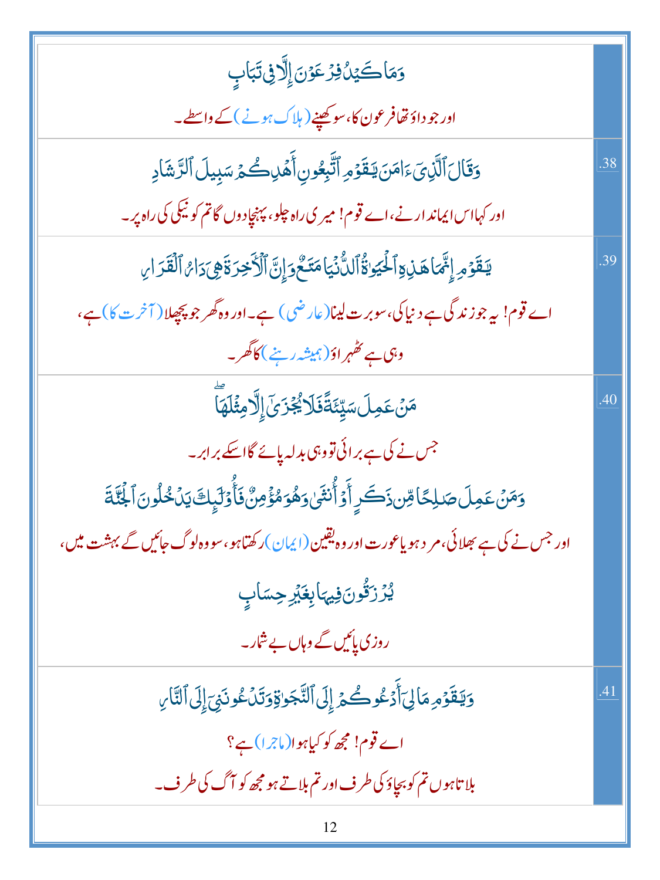| | |
|---|---|
| وَمَا كَيْدُ فِرْعَوْنَ إِلَّا فِي تَبَابٍ<br><br>اور جو داؤ تھا فرعون کا، سو کھپنے (ہلاک ہونے) کے واسطے۔ | |
| وَقَالَ ٱلَّذِىٓ ءَامَنَ يَـٰقَوْمِ ٱتَّبِعُونِ أَهْدِكُمْ سَبِيلَ ٱلرَّشَادِ<br><br>اور کہا اس ایماندار نے، اے قوم! میری راہ چلو، پہنچادوں گا تم کو نیکی کی راہ پر۔ | 38. |
| يَـٰقَوْمِ إِنَّمَا هَـٰذِهِ ٱلْحَيَوٰةُ ٱلدُّنْيَا مَتَـٰعٌ وَإِنَّ ٱلْـَٔاخِرَةَ هِىَ دَارُ ٱلْقَرَارِ<br><br>اے قوم! یہ جو زندگی ہے دنیا کی، سو برت لینا (عارضی) ہے۔ اور وہ گھر جو پچھلا (آخرت کا) ہے، وہی ہے ٹھہراؤ (ہمیشہ رہنے) کا گھر۔ | 39. |
| مَنْ عَمِلَ سَيِّئَةً فَلَا يُجْزَىٰٓ إِلَّا مِثْلَهَا<br><br>جس نے کی ہے برائی تو وہی بدلہ پائے گا اسکے برابر۔<br><br>وَمَنْ عَمِلَ صَـٰلِحًا مِّن ذَكَرٍ أَوْ أُنثَىٰ وَهُوَ مُؤْمِنٌ فَأُو۟لَـٰٓئِكَ يَدْخُلُونَ ٱلْجَنَّةَ<br><br>اور جس نے کی ہے بھلائی، مرد ہو یا عورت اور وہ یقین (ایمان) رکھتا ہو، سو وہ لوگ جائیں گے بہشت میں،<br><br>يُرْزَقُونَ فِيهَا بِغَيْرِ حِسَابٍ<br><br>روزی پائیں گے وہاں بے شمار۔ | 40. |
| وَيَـٰقَوْمِ مَا لِىٓ أَدْعُوكُمْ إِلَى ٱلنَّجَوٰةِ وَتَدْعُونَنِىٓ إِلَى ٱلنَّارِ<br><br>اے قوم! مجھ کو کیا ہوا (ماجرا) ہے؟<br><br>بلاتا ہوں تم کو بچاؤ کی طرف اور تم بلاتے ہو مجھ کو آگ کی طرف۔ | 41. |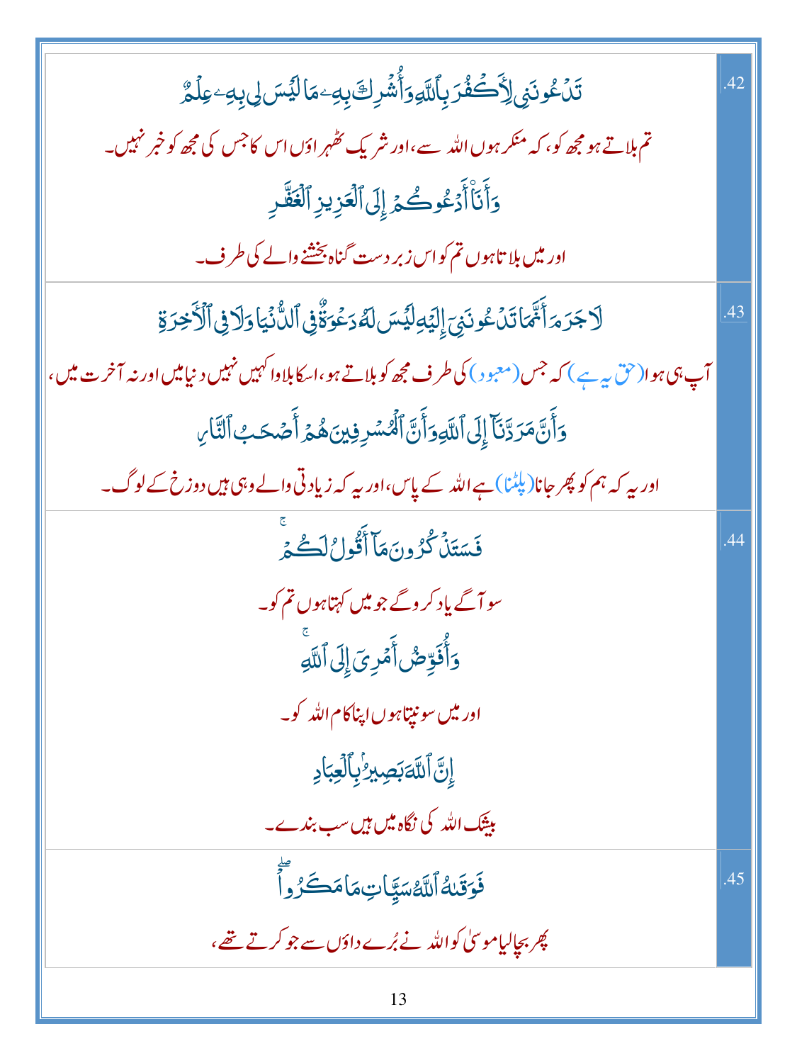| | |
|---|---|
| تَدۡعُونَنِي لِأَكۡفُرَ بِٱللَّهِ وَأُشۡرِكَ بِهِۦ مَا لَيۡسَ لِي بِهِۦ عِلۡمٌ<br><br>تم بلاتے ہو مجھ کو، کہ منکر ہوں اللہ سے، اور شریک ٹھہراؤں اس کا جس کی مجھ کو خبر نہیں۔<br><br>وَأَنَا۠ أَدۡعُوكُمۡ إِلَى ٱلۡعَزِيزِ ٱلۡغَفَّٰرِ<br><br>اور میں بلاتا ہوں تم کو اس زبردست گناہ بخشنے والے کی طرف۔ | .42 |
| لَا جَرَمَ أَنَّمَا تَدۡعُونَنِيٓ إِلَيۡهِ لَيۡسَ لَهُۥ دَعۡوَةٞ فِي ٱلدُّنۡيَا وَلَا فِي ٱلۡأٓخِرَةِ<br><br>آپ ہی ہوا (حق یہ ہے) کہ جس (معبود) کی طرف مجھ کو بلاتے ہو، اسکا بلاوا کہیں نہیں دنیا میں اور نہ آخرت میں،<br><br>وَأَنَّ مَرَدَّنَآ إِلَى ٱللَّهِ وَأَنَّ ٱلۡمُسۡرِفِينَ هُمۡ أَصۡحَٰبُ ٱلنَّارِ<br><br>اور یہ کہ ہم کو پھر جانا (پلٹنا) ہے اللہ کے پاس، اور یہ کہ زیادتی والے وہی ہیں دوزخ کے لوگ۔ | .43 |
| فَسَتَذۡكُرُونَ مَآ أَقُولُ لَكُمۡۚ<br><br>سو آگے یاد کروگے جو میں کہتا ہوں تم کو۔<br><br>وَأُفَوِّضُ أَمۡرِيٓ إِلَى ٱللَّهِۚ<br><br>اور میں سونپتا ہوں اپنا کام اللہ کو۔<br><br>إِنَّ ٱللَّهَ بَصِيرُۢ بِٱلۡعِبَادِ<br><br>بیشک اللہ کی نگاہ میں ہیں سب بندے۔ | .44 |
| فَوَقَىٰهُ ٱللَّهُ سَيِّـَٔاتِ مَا مَكَرُواْۖ<br><br>پھر بچالیا موسیٰ کو اللہ نے بُرے داؤں سے جو کرتے تھے، | .45 |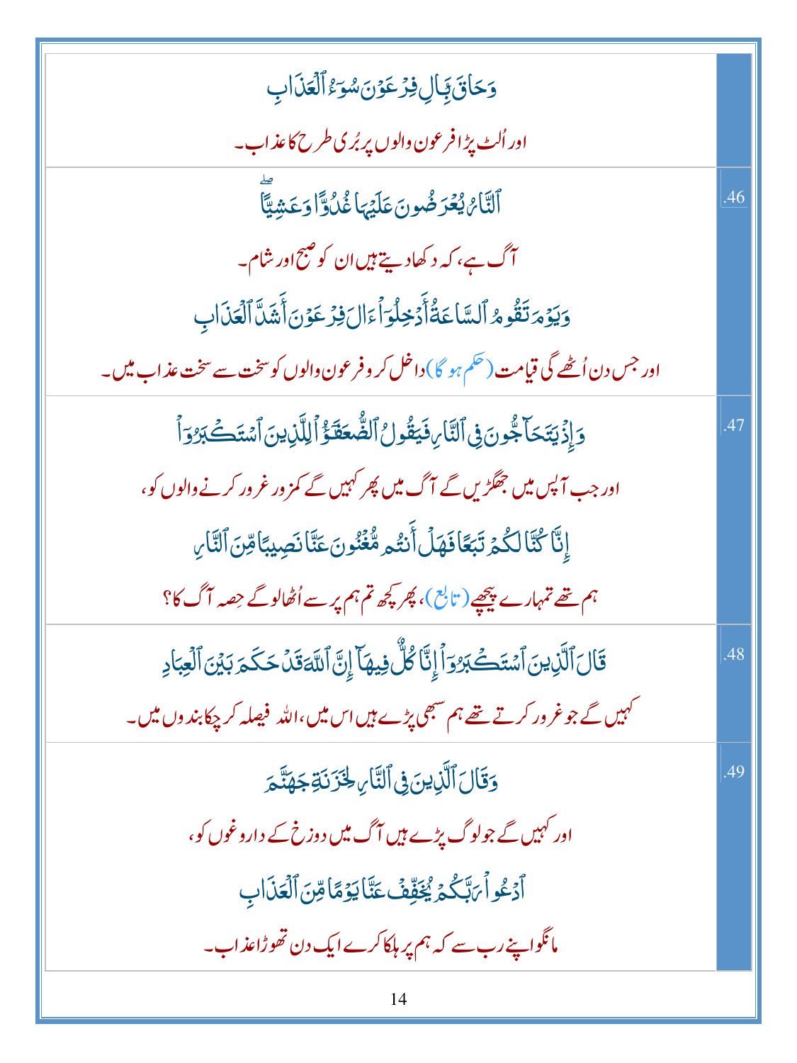| وَحَاقَ بِـَٔالِ فِرۡعَوۡنَ سُوٓءُ ٱلۡعَذَابِ<br>اور اُلٹ پڑا فرعون والوں پر بُری طرح کا عذاب۔ | |
|---|---|
| ٱلنَّارُ يُعۡرَضُونَ عَلَيۡهَا غُدُوّٗا وَعَشِيّٗاۖ<br>آگ ہے، کہ دکھا دیتے ہیں ان کو صبح اور شام۔<br>وَيَوۡمَ تَقُومُ ٱلسَّاعَةُ أَدۡخِلُوٓاْ ءَالَ فِرۡعَوۡنَ أَشَدَّ ٱلۡعَذَابِ<br>اور جس دن اُٹھے گی قیامت (حکم ہو گا) داخل کرو فرعون والوں کو سخت سے سخت عذاب میں۔ | .46 |
| وَإِذۡ يَتَحَآجُّونَ فِي ٱلنَّارِ فَيَقُولُ ٱلضُّعَفَٰٓؤُاْ لِلَّذِينَ ٱسۡتَكۡبَرُوٓاْ<br>اور جب آپس میں جھگڑیں گے آگ میں پھر کہیں گے کمزور غرور کرنے والوں کو،<br>إِنَّا كُنَّا لَكُمۡ تَبَعٗا فَهَلۡ أَنتُم مُّغۡنُونَ عَنَّا نَصِيبٗا مِّنَ ٱلنَّارِ<br>ہم تھے تمہارے پیچھے (تابع)، پھر کچھ تم ہم پر سے اُٹھالو گے حِصہ آگ کا؟ | .47 |
| قَالَ ٱلَّذِينَ ٱسۡتَكۡبَرُوٓاْ إِنَّا كُلّٞ فِيهَآ إِنَّ ٱللَّهَ قَدۡ حَكَمَ بَيۡنَ ٱلۡعِبَادِ<br>کہیں گے جو غرور کرتے تھے ہم سبھی پڑے ہیں اس میں، اللہ فیصلہ کر چکا بندوں میں۔ | .48 |
| وَقَالَ ٱلَّذِينَ فِي ٱلنَّارِ لِخَزَنَةِ جَهَنَّمَ<br>اور کہیں گے جو لوگ پڑے ہیں آگ میں دوزخ کے داروغوں کو،<br>ٱدۡعُواْ رَبَّكُمۡ يُخَفِّفۡ عَنَّا يَوۡمٗا مِّنَ ٱلۡعَذَابِ<br>مانگو اپنے رب سے کہ ہم پر ہلکا کرے ایک دن تھوڑا عذاب۔ | .49 |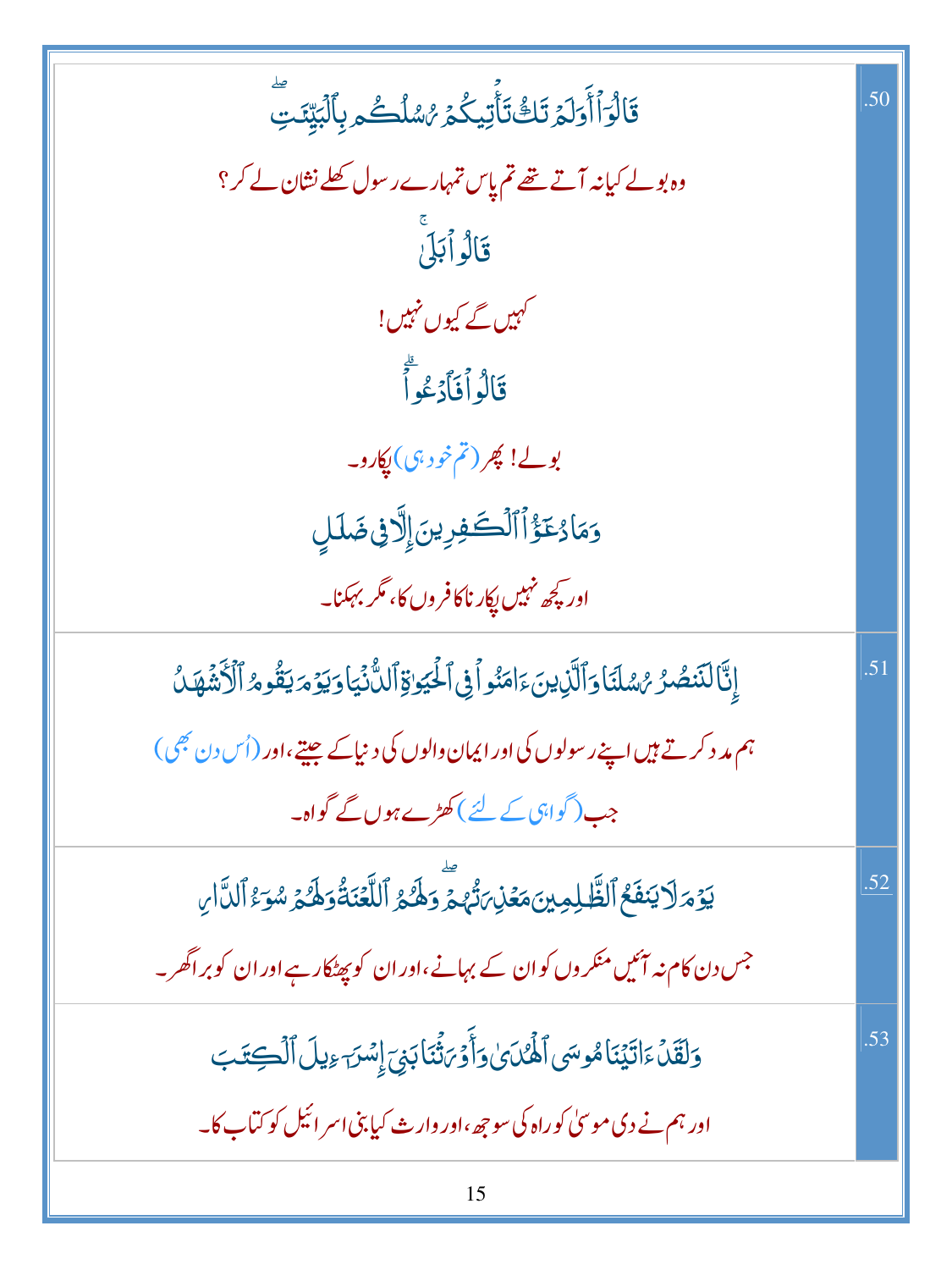| | |
|---|---|
| .50 | قَالُوٓاْ أَوَلَمۡ تَكُ تَأۡتِيكُمۡ رُسُلُكُم بِٱلۡبَيِّنَٰتِۖ<br>وہ بولے کیانہ آتے تھے تم پاس تمہارے رسول کھلے نشان لے کر؟<br>قَالُواْ بَلَىٰۚ<br>کہیں گے کیوں نہیں!<br>قَالُواْ فَٱدۡعُواْۗ<br>بولے! پھر (تم خود ہی) پکارو۔<br>وَمَا دُعَٰٓؤُاْ ٱلۡكَٰفِرِينَ إِلَّا فِي ضَلَٰلٍ<br>اور کچھ نہیں پکارنا کافروں کا، مگر بھٹکنا۔ |
| .51 | إِنَّا لَنَنصُرُ رُسُلَنَا وَٱلَّذِينَ ءَامَنُواْ فِي ٱلۡحَيَوٰةِ ٱلدُّنۡيَا وَيَوۡمَ يَقُومُ ٱلۡأَشۡهَٰدُ<br>ہم مدد کرتے ہیں اپنے رسولوں کی اور ایمان والوں کی دنیا کے جیتے، اور (اُس دن بھی) جب (گواہی کے لئے) کھڑے ہوں گے گواہ۔ |
| .52 | يَوۡمَ لَا يَنفَعُ ٱلظَّٰلِمِينَ مَعۡذِرَتُهُمۡۖ وَلَهُمُ ٱللَّعۡنَةُ وَلَهُمۡ سُوٓءُ ٱلدَّارِ<br>جس دن کام نہ آئیں منکروں کو ان کے بہانے، اور ان کو پھٹکار ہے اور ان کو برا گھر۔ |
| .53 | وَلَقَدۡ ءَاتَيۡنَا مُوسَى ٱلۡهُدَىٰ وَأَوۡرَثۡنَا بَنِيٓ إِسۡرَٰٓءِيلَ ٱلۡكِتَٰبَ<br>اور ہم نے دی موسیٰ کو راہ کی سوجھ، اور وارث کیا بنی اسرائیل کو کتاب کا۔ |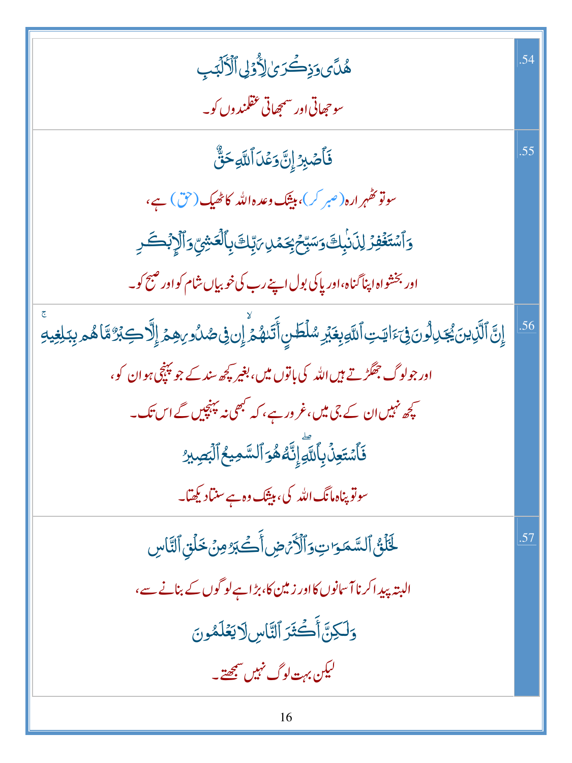| | .54 |
|---|---|
| هُدًى وَذِكۡرَىٰ لِأُوْلِي ٱلۡأَلۡبَٰبِ<br>سوجھاتی اور سمجھاتی عقلمندوں کو۔ | .54 |
| فَٱصۡبِرۡ إِنَّ وَعۡدَ ٱللَّهِ حَقّٞ<br>سوتو ٹھہرا رہ (صبر کر)، بیشک وعدہ اللہ کا ٹھیک (حق) ہے،<br>وَٱسۡتَغۡفِرۡ لِذَنۢبِكَ وَسَبِّحۡ بِحَمۡدِ رَبِّكَ بِٱلۡعَشِيِّ وَٱلۡإِبۡكَٰرِ<br>اور بخشواہ اپنا گناہ، اور پاکی بول اپنے رب کی خوبیاں شام کو اور صبح کو۔ | .55 |
| إِنَّ ٱلَّذِينَ يُجَٰدِلُونَ فِيٓ ءَايَٰتِ ٱللَّهِ بِغَيۡرِ سُلۡطَٰنٍ أَتَىٰهُمۡ إِن فِي صُدُورِهِمۡ إِلَّا كِبۡرٞ مَّا هُم بِبَٰلِغِيهِۚ<br>اور جو لوگ جھگڑتے ہیں اللہ کی باتوں میں، بغیر کچھ سند کے جو پہنچی ہو ان کو،<br>کچھ نہیں ان کے جی میں، غرور ہے، کہ کبھی نہ پہنچیں گے اس تک۔<br>فَٱسۡتَعِذۡ بِٱللَّهِۖ إِنَّهُۥ هُوَ ٱلسَّمِيعُ ٱلۡبَصِيرُ<br>سوتو پناہ مانگ اللہ کی، بیشک وہ ہے سنتا دیکھتا۔ | .56 |
| لَخَلۡقُ ٱلسَّمَٰوَٰتِ وَٱلۡأَرۡضِ أَكۡبَرُ مِنۡ خَلۡقِ ٱلنَّاسِ<br>البتہ پیدا کرنا آسمانوں کا اور زمین کا، بڑا ہے لوگوں کے بنانے سے،<br>وَلَٰكِنَّ أَكۡثَرَ ٱلنَّاسِ لَا يَعۡلَمُونَ<br>لیکن بہت لوگ نہیں سمجھتے۔ | .57 |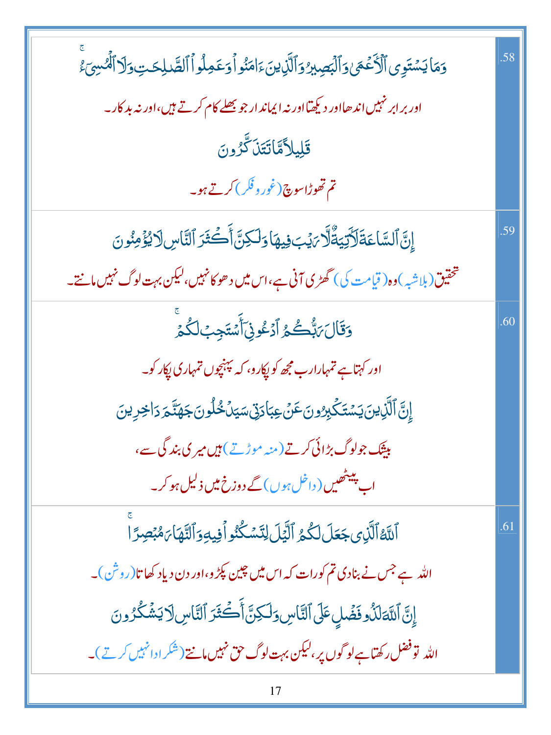| | |
|---|---|
| 58. | وَمَا يَسْتَوِي ٱلْأَعْمَىٰ وَٱلْبَصِيرُ وَٱلَّذِينَ ءَامَنُوا۟ وَعَمِلُوا۟ ٱلصَّٰلِحَٰتِ وَلَا ٱلْمُسِىٓءُ ۚ<br>اور برابر نہیں اندھا اور دیکھتا اور نہ ایماندار جو بھلے کام کرتے ہیں، اور نہ بدکار۔<br>قَلِيلًا مَّا تَتَذَكَّرُونَ<br>تم تھوڑا سوچ (غور و فکر) کرتے ہو۔ |
| 59. | إِنَّ ٱلسَّاعَةَ لَءَاتِيَةٌ لَّا رَيْبَ فِيهَا وَلَٰكِنَّ أَكْثَرَ ٱلنَّاسِ لَا يُؤْمِنُونَ<br>تحقیق (بلاشبہ) وہ (قیامت کی) گھڑی آنی ہے، اس میں دھوکا نہیں، لیکن بہت لوگ نہیں مانتے۔ |
| 60. | وَقَالَ رَبُّكُمُ ٱدْعُونِىٓ أَسْتَجِبْ لَكُمْ ۚ<br>اور کہتا ہے تمہارا رب مجھ کو پکارو، کہ پہنچوں تمہاری پکار کو۔<br>إِنَّ ٱلَّذِينَ يَسْتَكْبِرُونَ عَنْ عِبَادَتِى سَيَدْخُلُونَ جَهَنَّمَ دَاخِرِينَ<br>بیشک جو لوگ بڑائی کرتے (منہ موڑتے) ہیں میری بندگی سے،<br>اب پیٹھیں (داخل ہوں) گے دوزخ میں ذلیل ہو کر۔ |
| 61. | ٱللَّهُ ٱلَّذِى جَعَلَ لَكُمُ ٱلَّيْلَ لِتَسْكُنُوا۟ فِيهِ وَٱلنَّهَارَ مُبْصِرًا ۚ<br>اللہ ہے جس نے بنادی تم کو رات کہ اس میں چین پکڑو، اور دن دیا دکھاتا (روشن)۔<br>إِنَّ ٱللَّهَ لَذُو فَضْلٍ عَلَى ٱلنَّاسِ وَلَٰكِنَّ أَكْثَرَ ٱلنَّاسِ لَا يَشْكُرُونَ<br>اللہ تو فضل رکھتا ہے لوگوں پر، لیکن بہت لوگ حق نہیں مانتے (شکر ادا نہیں کرتے)۔ |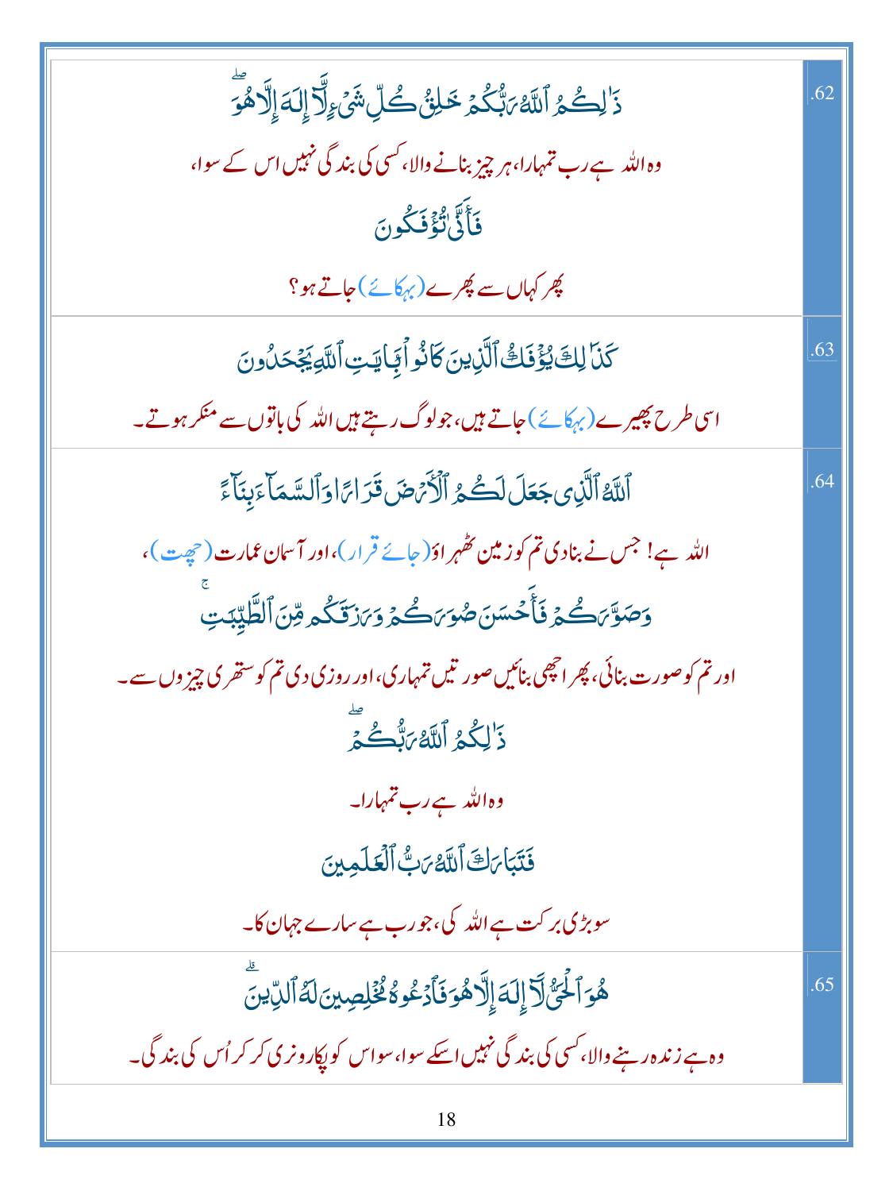| | |
|---|---|
| ذَٰلِكُمُ ٱللَّهُ رَبُّكُمْ خَٰلِقُ كُلِّ شَىْءٍ لَّآ إِلَٰهَ إِلَّا هُوَ ۖ<br>وہ اللہ ہے رب تمہارا، ہر چیز بنانے والا، کسی کی بندگی نہیں اس کے سوا،<br>فَأَنَّىٰ تُؤْفَكُونَ<br>پھر کہاں سے پھرے (بہکائے) جاتے ہو؟ | .62 |
| كَذَٰلِكَ يُؤْفَكُ ٱلَّذِينَ كَانُوا۟ بِـَٔايَٰتِ ٱللَّهِ يَجْحَدُونَ<br>اسی طرح پھیرے (بہکائے) جاتے ہیں، جو لوگ رہتے ہیں اللہ کی باتوں سے منکر ہوتے۔ | .63 |
| ٱللَّهُ ٱلَّذِى جَعَلَ لَكُمُ ٱلْأَرْضَ قَرَارًا وَٱلسَّمَآءَ بِنَآءً<br>اللہ ہے! جس نے بنادی تم کو زمین ٹھہراؤ (جائے قرار)، اور آسمان عمارت (چھت)،<br>وَصَوَّرَكُمْ فَأَحْسَنَ صُوَرَكُمْ وَرَزَقَكُم مِّنَ ٱلطَّيِّبَٰتِ ۚ<br>اور تم کو صورت بنائی، پھر اچھی بنائیں صورتیں تمہاری، اور روزی دی تم کو ستھری چیزوں سے۔<br>ذَٰلِكُمُ ٱللَّهُ رَبُّكُمْ ۖ<br>وہ اللہ ہے رب تمہارا۔<br>فَتَبَارَكَ ٱللَّهُ رَبُّ ٱلْعَٰلَمِينَ<br>سو بڑی برکت ہے اللہ کی، جو رب ہے سارے جہان کا۔ | .64 |
| هُوَ ٱلْحَىُّ لَآ إِلَٰهَ إِلَّا هُوَ فَٱدْعُوهُ مُخْلِصِينَ لَهُ ٱلدِّينَ ۗ<br>وہ ہے زندہ رہنے والا، کسی کی بندگی نہیں اسکے سوا، سو اس کو پکارو نری کر کر اُس کی بندگی۔ | .65 |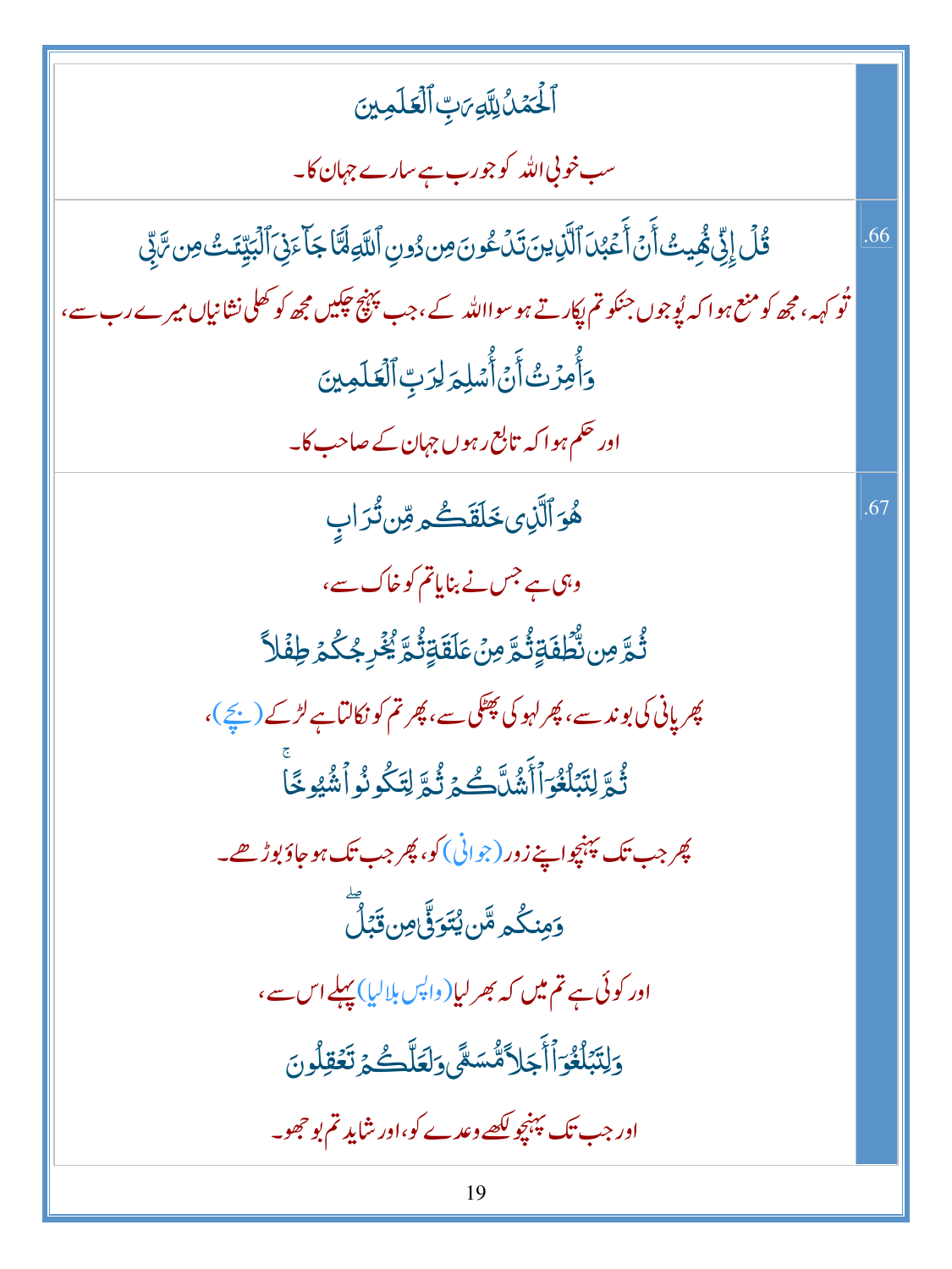| | |
|---|---|
| ٱلۡحَمۡدُ لِلَّهِ رَبِّ ٱلۡعَـٰلَمِينَ<br>سب خوبی اللہ کو جو رب ہے سارے جہان کا۔ | |
| قُلۡ إِنِّى نُهِيتُ أَنۡ أَعۡبُدَ ٱلَّذِينَ تَدۡعُونَ مِن دُونِ ٱللَّهِ لَمَّا جَآءَنِىَ ٱلۡبَيِّنَـٰتُ مِن رَّبِّى<br>تُو کہہ، مجھ کو منع ہوا کہ پُوجوں جنکو تم پکارتے ہو سوا اللہ کے، جب پہنچ چکیں مجھ کو کھلی نشانیاں میرے رب سے،<br>وَأُمِرۡتُ أَنۡ أُسۡلِمَ لِرَبِّ ٱلۡعَـٰلَمِينَ<br>اور حکم ہوا کہ تابع رہوں جہان کے صاحب کا۔ | .66 |
| هُوَ ٱلَّذِى خَلَقَكُم مِّن تُرَابٍ<br>وہی ہے جس نے بنایا تم کو خاک سے،<br>ثُمَّ مِن نُّطۡفَةٍ ثُمَّ مِنۡ عَلَقَةٍ ثُمَّ يُخۡرِجُكُمۡ طِفۡلاً<br>پھر پانی کی بوند سے، پھر لہو کی پھٹکی سے، پھر تم کو نکالتا ہے لڑکے (بچے)،<br>ثُمَّ لِتَبۡلُغُوٓاْ أَشُدَّكُمۡ ثُمَّ لِتَكُونُواْ شُيُوخًا ۚ<br>پھر جب تک پہنچو اپنے زور (جوانی) کو، پھر جب تک ہو جاؤ بوڑھے۔<br>وَمِنكُم مَّن يُتَوَفَّىٰ مِن قَبۡلُ ۖ<br>اور کوئی ہے تم میں کہ بھر لیا (واپس بلالیا) پہلے اس سے،<br>وَلِتَبۡلُغُوٓاْ أَجَلاً مُّسَمًّى وَلَعَلَّكُمۡ تَعۡقِلُونَ<br>اور جب تک پہنچو لکھے وعدے کو، اور شاید تم بوجھو۔ | .67 |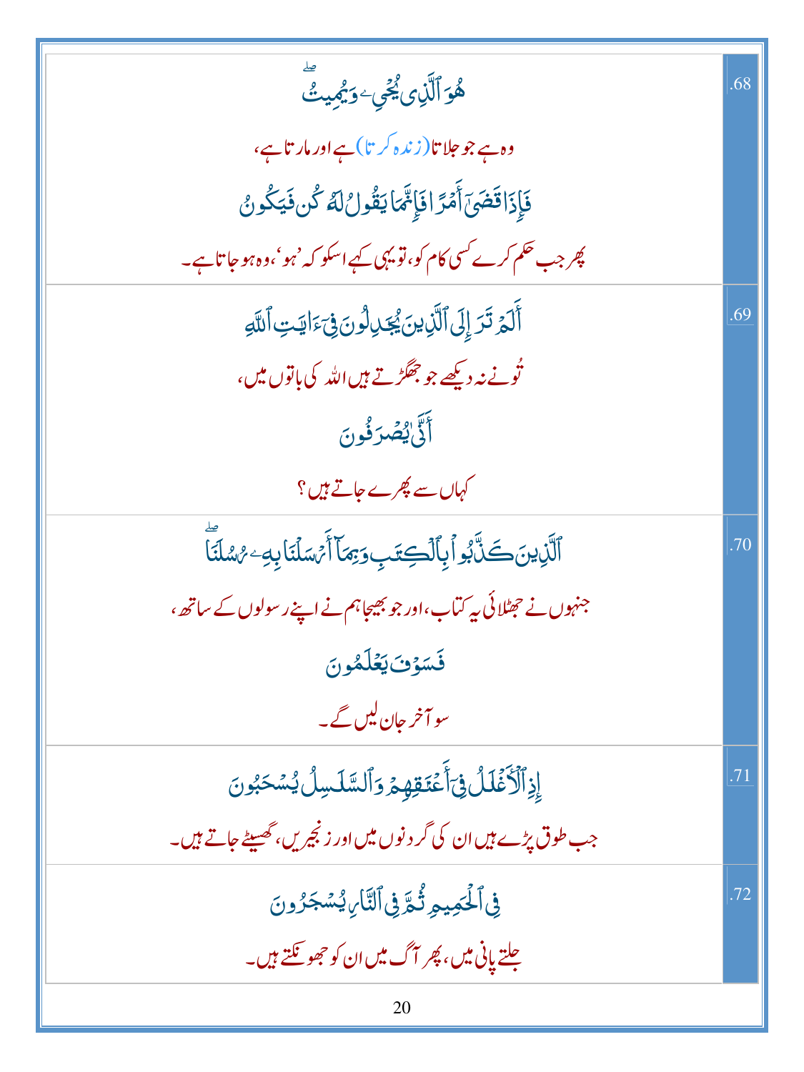| | |
|---|---|
| هُوَ ٱلَّذِى يُحۡىِۦ وَيُمِيتُۖ<br>وہ ہے جو جلاتا (زندہ کرتا) ہے اور مارتا ہے،<br>فَإِذَا قَضَىٰٓ أَمۡرًا فَإِنَّمَا يَقُولُ لَهُۥ كُن فَيَكُونُ<br>پھر جب حکم کرے کسی کام کو، تو یہی کہے اسکو کہ 'ہو'، وہ ہو جاتا ہے۔ | .68 |
| أَلَمۡ تَرَ إِلَى ٱلَّذِينَ يُجَـٰدِلُونَ فِىٓ ءَايَـٰتِ ٱللَّهِ<br>تُو نے نہ دیکھے جو جھگڑتے ہیں اللہ کی باتوں میں،<br>أَنَّىٰ يُصۡرَفُونَ<br>کہاں سے پھرے جاتے ہیں؟ | .69 |
| ٱلَّذِينَ كَذَّبُواْ بِٱلۡكِتَـٰبِ وَبِمَآ أَرۡسَلۡنَا بِهِۦ رُسُلَنَاۖ<br>جنہوں نے جھٹلائی یہ کتاب، اور جو بھیجا ہم نے اپنے رسولوں کے ساتھ،<br>فَسَوۡفَ يَعۡلَمُونَ<br>سو آخر جان لیں گے۔ | .70 |
| إِذِ ٱلۡأَغۡلَـٰلُ فِىٓ أَعۡنَـٰقِهِمۡ وَٱلسَّلَـٰسِلُ يُسۡحَبُونَ<br>جب طوق پڑے ہیں ان کی گردنوں میں اور زنجیریں، گھسیٹے جاتے ہیں۔ | .71 |
| فِى ٱلۡحَمِيمِ ثُمَّ فِى ٱلنَّارِ يُسۡجَرُونَ<br>جلتے پانی میں، پھر آگ میں ان کو جھونکتے ہیں۔ | .72 |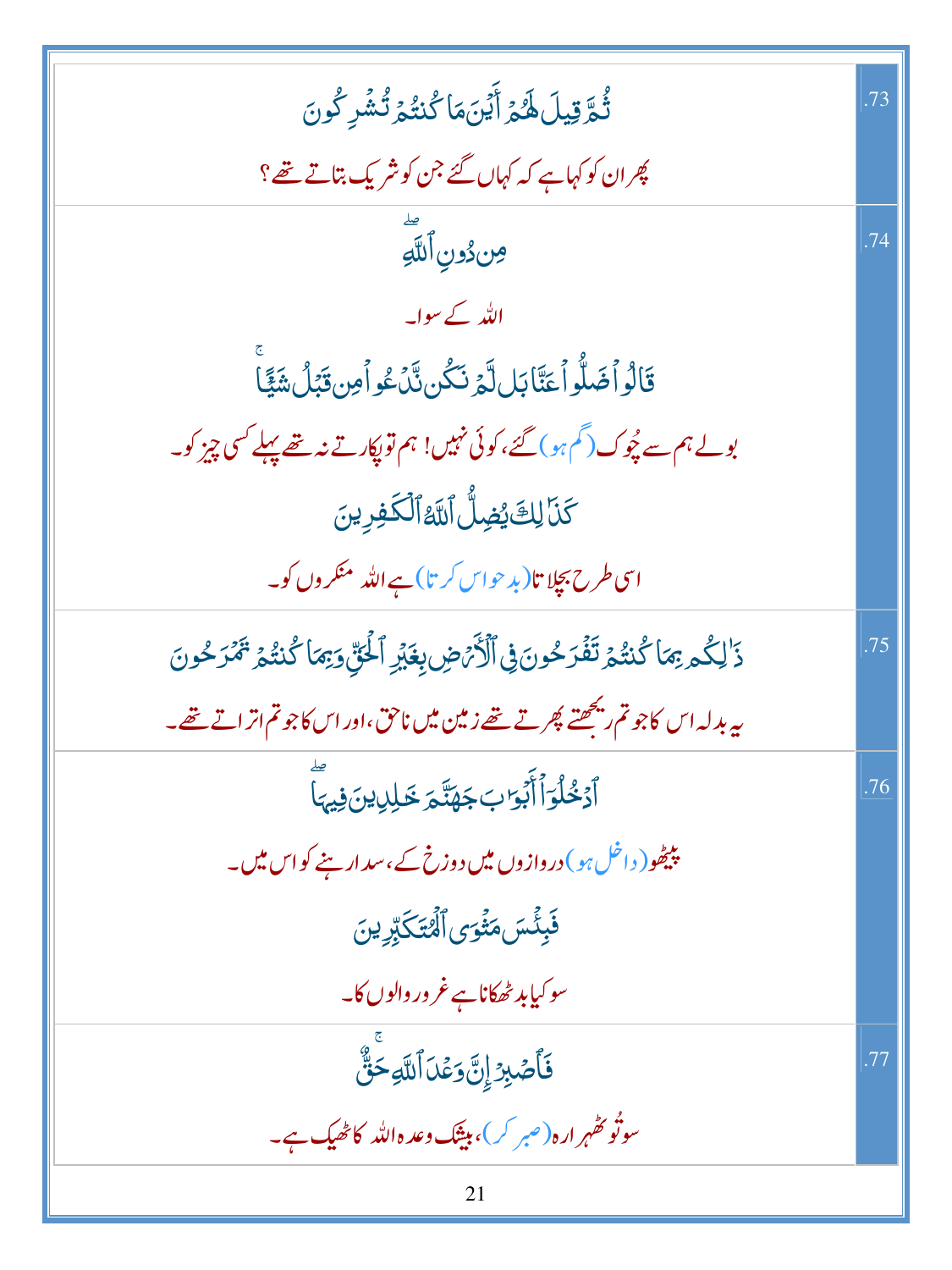| | |
|---|---|
| ثُمَّ قِيلَ لَهُمْ أَيْنَ مَا كُنتُمْ تُشْرِكُونَ<br><br>پھر ان کو کہا ہے کہ کہاں گئے جن کو شریک بتاتے تھے؟ | .73 |
| مِن دُونِ ٱللَّهِ ۖ<br><br>اللہ کے سوا۔<br><br>قَالُوا۟ ضَلُّوا۟ عَنَّا بَل لَّمْ نَكُن نَّدْعُوا۟ مِن قَبْلُ شَيْـًٔا ۚ<br><br>بولے ہم سے چُوک (گم ہو) گئے، کوئی نہیں! ہم تو پکارتے نہ تھے پہلے کسی چیز کو۔<br><br>كَذَٰلِكَ يُضِلُّ ٱللَّهُ ٱلْكَـٰفِرِينَ<br><br>اسی طرح بچلاتا (بدحواس کرتا) ہے اللہ منکروں کو۔ | .74 |
| ذَٰلِكُم بِمَا كُنتُمْ تَفْرَحُونَ فِى ٱلْأَرْضِ بِغَيْرِ ٱلْحَقِّ وَبِمَا كُنتُمْ تَمْرَحُونَ<br><br>یہ بدلہ اس کا جو تم ریجھتے پھرتے تھے زمین میں ناحق، اور اس کا جو تم اتراتے تھے۔ | .75 |
| ٱدْخُلُوٓا۟ أَبْوَٰبَ جَهَنَّمَ خَـٰلِدِينَ فِيهَا ۖ<br><br>پیٹھو (داخل ہو) دروازوں میں دوزخ کے، سدا رہنے کو اس میں۔<br><br>فَبِئْسَ مَثْوَى ٱلْمُتَكَبِّرِينَ<br><br>سو کیا بدٹھکانا ہے غرور والوں کا۔ | .76 |
| فَٱصْبِرْ إِنَّ وَعْدَ ٱللَّهِ حَقٌّ ۚ<br><br>سو تُو ٹھہرا رہ (صبر کر)، بیشک وعدہ اللہ کا ٹھیک ہے۔ | .77 |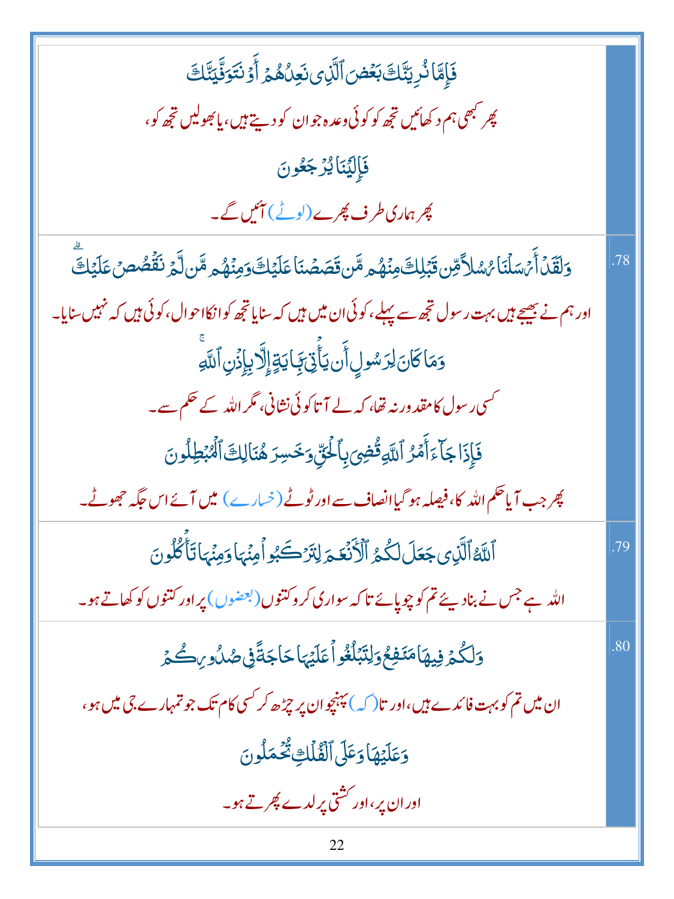| | |
|---|---|
| | فَإِمَّا نُرِيَنَّكَ بَعْضَ ٱلَّذِى نَعِدُهُمْ أَوْ نَتَوَفَّيَنَّكَ |
| | پھر کبھی ہم دکھائیں تجھ کو کوئی وعدہ جو ان کو دیتے ہیں، یا بھولیں تجھ کو، |
| | فَإِلَيْنَا يُرْجَعُونَ |
| | پھر ہماری طرف پھرے (لوٹے) آئیں گے۔ |
| .78 | وَلَقَدْ أَرْسَلْنَا رُسُلًا مِّن قَبْلِكَ مِنْهُم مَّن قَصَصْنَا عَلَيْكَ وَمِنْهُم مَّن لَّمْ نَقْصُصْ عَلَيْكَ |
| | اور ہم نے بھیجے ہیں بہت رسول تجھ سے پہلے، کوئی ان میں ہیں کہ سنایا تجھ کو انکا احوال، کوئی ہیں کہ نہیں سنایا۔ |
| | وَمَا كَانَ لِرَسُولٍ أَن يَأْتِىَ بِـَٔايَةٍ إِلَّا بِإِذْنِ ٱللَّهِ |
| | کسی رسول کا مقدور نہ تھا، کہ لے آتا کوئی نشانی، مگر اللہ کے حکم سے۔ |
| | فَإِذَا جَآءَ أَمْرُ ٱللَّهِ قُضِىَ بِٱلْحَقِّ وَخَسِرَ هُنَالِكَ ٱلْمُبْطِلُونَ |
| | پھر جب آیا حکم اللہ کا، فیصلہ ہو گیا انصاف سے اور ٹوٹے (خسارے) میں آئے اس جگہ جھوٹے۔ |
| .79 | ٱللَّهُ ٱلَّذِى جَعَلَ لَكُمُ ٱلْأَنْعَـٰمَ لِتَرْكَبُوا۟ مِنْهَا وَمِنْهَا تَأْكُلُونَ |
| | اللہ ہے جس نے بنا دیئے تم کو چوپائے تا کہ سواری کرو کتنوں (بعضوں) پر اور کتنوں کو کھاتے ہو۔ |
| .80 | وَلَكُمْ فِيهَا مَنَـٰفِعُ وَلِتَبْلُغُوا۟ عَلَيْهَا حَاجَةً فِى صُدُورِكُمْ |
| | ان میں تم کو بہت فائدے ہیں، اور تا (کہ) پہنچو ان پر چڑھ کر کسی کام تک جو تمہارے جی میں ہو، |
| | وَعَلَيْهَا وَعَلَى ٱلْفُلْكِ تُحْمَلُونَ |
| | اور ان پر، اور کشتی پر لدے پھرتے ہو۔ |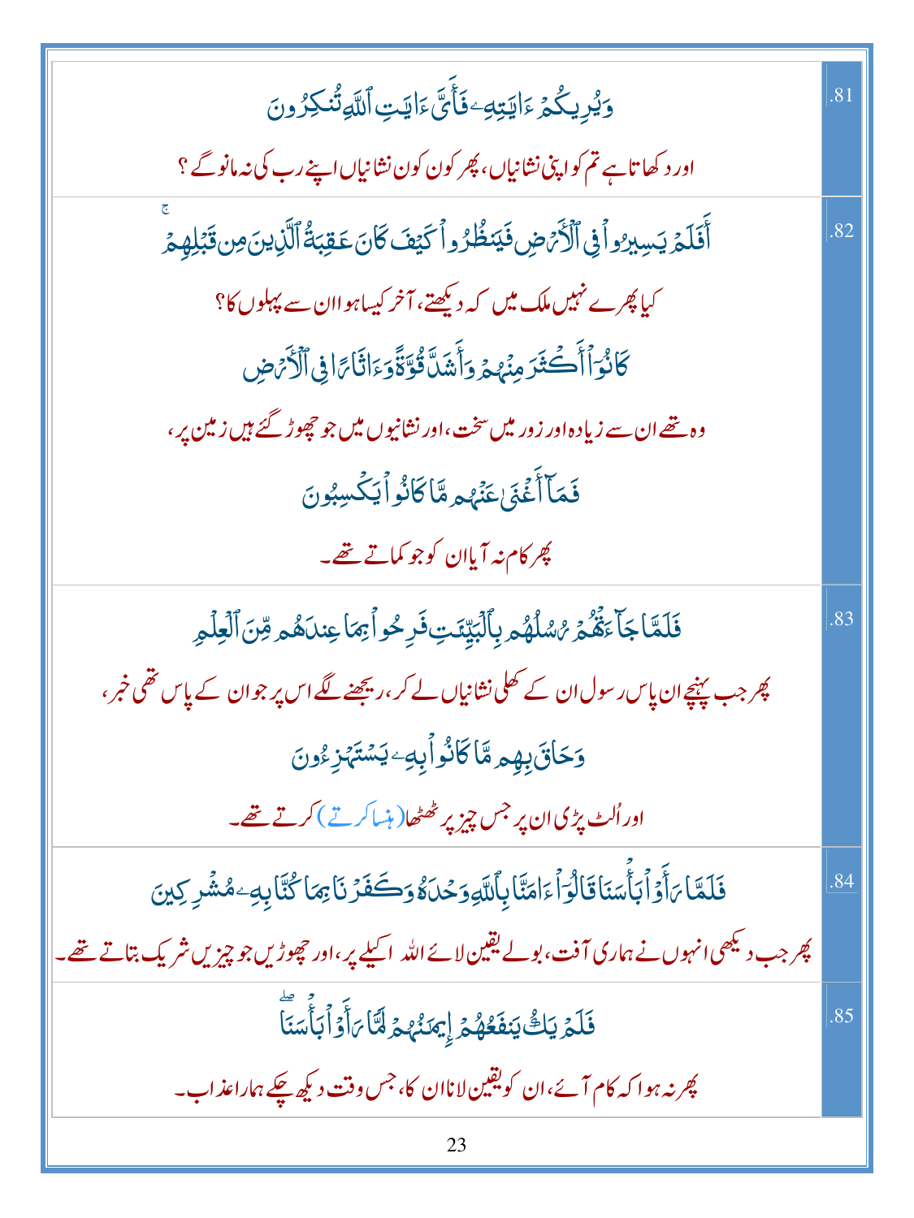| | |
|---|---|
| وَيُرِيكُمْ ءَايَٰتِهِۦ فَأَىَّ ءَايَٰتِ ٱللَّهِ تُنكِرُونَ<br>اور دکھاتا ہے تم کو اپنی نشانیاں، پھر کون کون نشانیاں اپنے رب کی نہ مانو گے ؟ | .81 |
| أَفَلَمْ يَسِيرُوا۟ فِى ٱلْأَرْضِ فَيَنظُرُوا۟ كَيْفَ كَانَ عَٰقِبَةُ ٱلَّذِينَ مِن قَبْلِهِمْ ۚ<br>کیا پھرے نہیں ملک میں کہ دیکھتے، آخر کیسا ہوا ان سے پہلوں کا؟<br>كَانُوٓا۟ أَكْثَرَ مِنْهُمْ وَأَشَدَّ قُوَّةً وَءَاثَارًا فِى ٱلْأَرْضِ<br>وہ تھے ان سے زیادہ اور زور میں سخت، اور نشانیوں میں جو چھوڑ گئے ہیں زمین پر،<br>فَمَآ أَغْنَىٰ عَنْهُم مَّا كَانُوا۟ يَكْسِبُونَ<br>پھر کام نہ آیا ان کو جو کماتے تھے۔ | .82 |
| فَلَمَّا جَآءَتْهُمْ رُسُلُهُم بِٱلْبَيِّنَٰتِ فَرِحُوا۟ بِمَا عِندَهُم مِّنَ ٱلْعِلْمِ<br>پھر جب پہنچے ان پاس رسول ان کے کھلی نشانیاں لے کر، ریجھنے لگے اس پر جو ان کے پاس تھی خبر،<br>وَحَاقَ بِهِم مَّا كَانُوا۟ بِهِۦ يَسْتَهْزِءُونَ<br>اور اُلٹ پڑی ان پر جس چیز پر ٹھٹھا (ہنسا کرتے) کرتے تھے۔ | .83 |
| فَلَمَّا رَأَوْا۟ بَأْسَنَا قَالُوٓا۟ ءَامَنَّا بِٱللَّهِ وَحْدَهُۥ وَكَفَرْنَا بِمَا كُنَّا بِهِۦ مُشْرِكِينَ<br>پھر جب دیکھی انہوں نے ہماری آفت، بولے یقین لائے اللہ اکیلے پر، اور چھوڑیں جو چیزیں شریک بتاتے تھے۔ | .84 |
| فَلَمْ يَكُ يَنفَعُهُمْ إِيمَٰنُهُمْ لَمَّا رَأَوْا۟ بَأْسَنَا ۖ<br>پھر نہ ہوا کہ کام آئے، ان کو یقین لانا ان کا، جس وقت دیکھ چکے ہمارا عذاب۔ | .85 |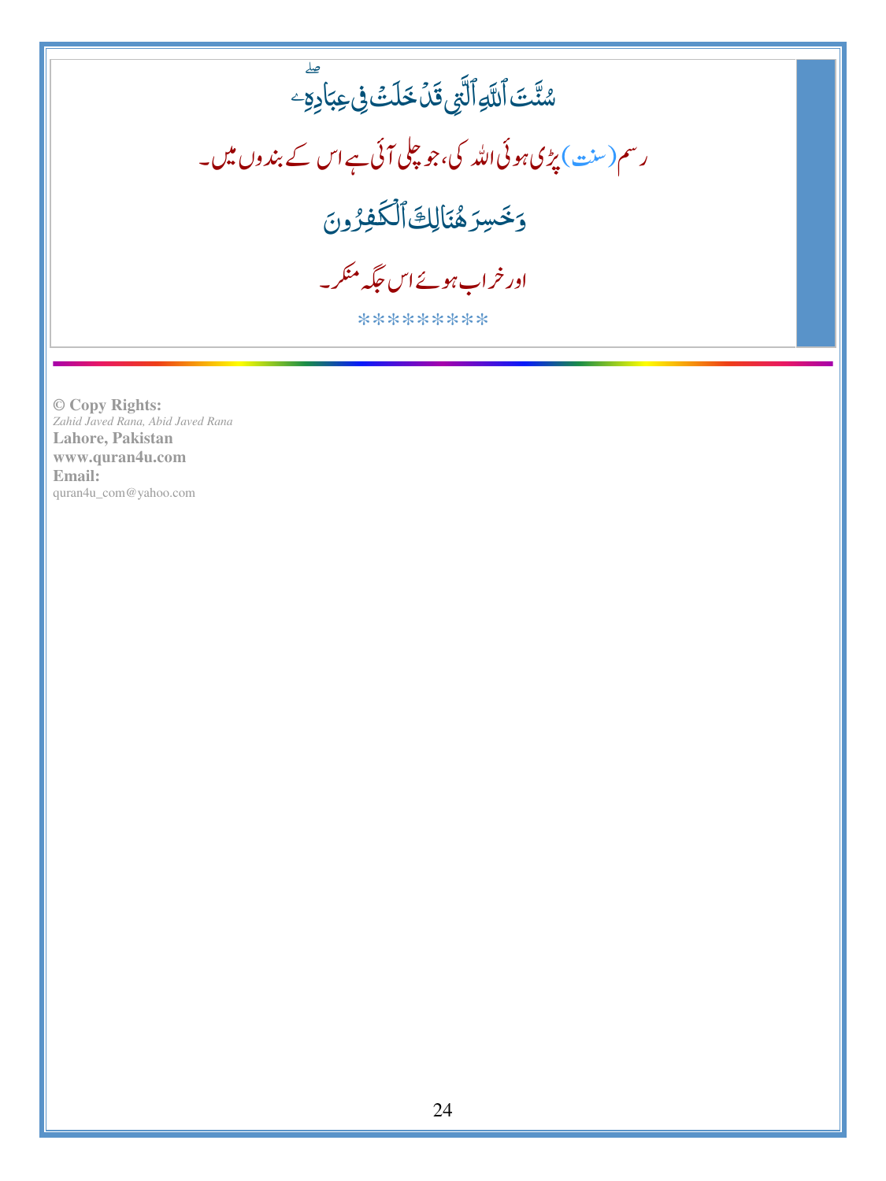سُنَّتَ ٱللَّهِ ٱلَّتِي قَدۡ خَلَتۡ فِي عِبَادِهِۦۖ

رسم (سنت) پڑی ہوئی اللہ کی، جو چلی آئی ہے اس کے بندوں میں۔

وَخَسِرَ هُنَالِكَ ٱلۡكَٰفِرُونَ

اور خراب ہوئے اس جگہ منکر۔

*********

**© Copy Rights:**
*Zahid Javed Rana, Abid Javed Rana*
**Lahore, Pakistan**
**www.quran4u.com**
**Email:**
quran4u_com@yahoo.com